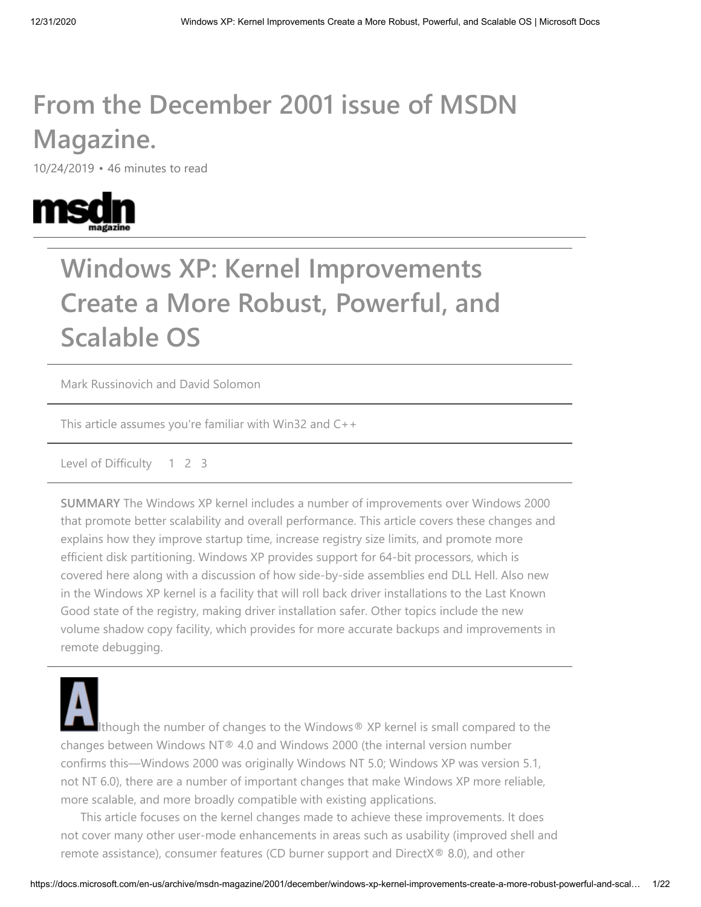# From the December 2001 issue of MSDN Magazine.

10/24/2019 • 46 minutes to read

msdn magazine

## Windows XP: Kernel Improvements Create a More Robust, Powerful, and Scalable OS

Mark Russinovich and David Solomon

This article assumes you're familiar with Win32 and C++

Level of Difficulty 1 2 3

**SUMMARY** The Windows XP kernel includes a number of improvements over Windows 2000 that promote better scalability and overall performance. This article covers these changes and explains how they improve startup time, increase registry size limits, and promote more efficient disk partitioning. Windows XP provides support for 64-bit processors, which is covered here along with a discussion of how side-by-side assemblies end DLL Hell. Also new in the Windows XP kernel is a facility that will roll back driver installations to the Last Known Good state of the registry, making driver installation safer. Other topics include the new volume shadow copy facility, which provides for more accurate backups and improvements in remote debugging.

Although the number of changes to the Windows® XP kernel is small compared to the changes between Windows NT® 4.0 and Windows 2000 (the internal version number confirms this—Windows 2000 was originally Windows NT 5.0; Windows XP was version 5.1, not NT 6.0), there are a number of important changes that make Windows XP more reliable, more scalable, and more broadly compatible with existing applications.

This article focuses on the kernel changes made to achieve these improvements. It does not cover many other user-mode enhancements in areas such as usability (improved shell and remote assistance), consumer features (CD burner support and DirectX® 8.0), and other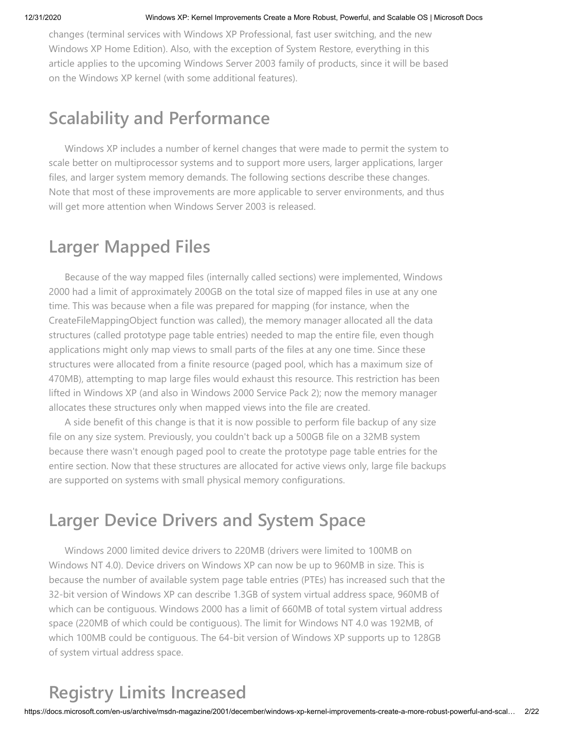changes (terminal services with Windows XP Professional, fast user switching, and the new Windows XP Home Edition). Also, with the exception of System Restore, everything in this article applies to the upcoming Windows Server 2003 family of products, since it will be based on the Windows XP kernel (with some additional features).

## Scalability and Performance

Windows XP includes a number of kernel changes that were made to permit the system to scale better on multiprocessor systems and to support more users, larger applications, larger files, and larger system memory demands. The following sections describe these changes. Note that most of these improvements are more applicable to server environments, and thus will get more attention when Windows Server 2003 is released.

## Larger Mapped Files

Because of the way mapped files (internally called sections) were implemented, Windows 2000 had a limit of approximately 200GB on the total size of mapped files in use at any one time. This was because when a file was prepared for mapping (for instance, when the CreateFileMappingObject function was called), the memory manager allocated all the data structures (called prototype page table entries) needed to map the entire file, even though applications might only map views to small parts of the files at any one time. Since these structures were allocated from a finite resource (paged pool, which has a maximum size of 470MB), attempting to map large files would exhaust this resource. This restriction has been lifted in Windows XP (and also in Windows 2000 Service Pack 2); now the memory manager allocates these structures only when mapped views into the file are created.

A side benefit of this change is that it is now possible to perform file backup of any size file on any size system. Previously, you couldn't back up a 500GB file on a 32MB system because there wasn't enough paged pool to create the prototype page table entries for the entire section. Now that these structures are allocated for active views only, large file backups are supported on systems with small physical memory configurations.

## Larger Device Drivers and System Space

Windows 2000 limited device drivers to 220MB (drivers were limited to 100MB on Windows NT 4.0). Device drivers on Windows XP can now be up to 960MB in size. This is because the number of available system page table entries (PTEs) has increased such that the 32-bit version of Windows XP can describe 1.3GB of system virtual address space, 960MB of which can be contiguous. Windows 2000 has a limit of 660MB of total system virtual address space (220MB of which could be contiguous). The limit for Windows NT 4.0 was 192MB, of which 100MB could be contiguous. The 64-bit version of Windows XP supports up to 128GB of system virtual address space.

## Registry Limits Increased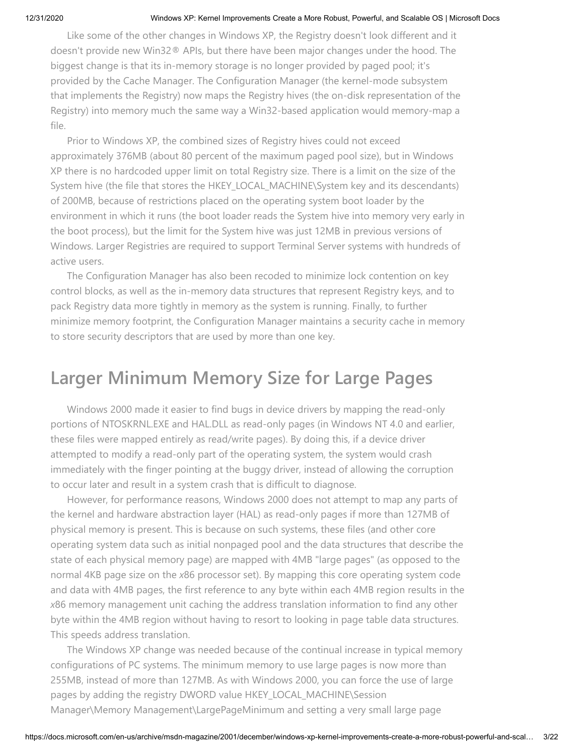Like some of the other changes in Windows XP, the Registry doesn't look different and it doesn't provide new Win32® APIs, but there have been major changes under the hood. The biggest change is that its in-memory storage is no longer provided by paged pool; it's provided by the Cache Manager. The Configuration Manager (the kernel-mode subsystem that implements the Registry) now maps the Registry hives (the on-disk representation of the Registry) into memory much the same way a Win32-based application would memory-map a file.

Prior to Windows XP, the combined sizes of Registry hives could not exceed approximately 376MB (about 80 percent of the maximum paged pool size), but in Windows XP there is no hardcoded upper limit on total Registry size. There is a limit on the size of the System hive (the file that stores the HKEY_LOCAL_MACHINE\System key and its descendants) of 200MB, because of restrictions placed on the operating system boot loader by the environment in which it runs (the boot loader reads the System hive into memory very early in the boot process), but the limit for the System hive was just 12MB in previous versions of Windows. Larger Registries are required to support Terminal Server systems with hundreds of active users.

The Configuration Manager has also been recoded to minimize lock contention on key control blocks, as well as the in-memory data structures that represent Registry keys, and to pack Registry data more tightly in memory as the system is running. Finally, to further minimize memory footprint, the Configuration Manager maintains a security cache in memory to store security descriptors that are used by more than one key.

## Larger Minimum Memory Size for Large Pages

Windows 2000 made it easier to find bugs in device drivers by mapping the read-only portions of NTOSKRNL.EXE and HAL.DLL as read-only pages (in Windows NT 4.0 and earlier, these files were mapped entirely as read/write pages). By doing this, if a device driver attempted to modify a read-only part of the operating system, the system would crash immediately with the finger pointing at the buggy driver, instead of allowing the corruption to occur later and result in a system crash that is difficult to diagnose.

However, for performance reasons, Windows 2000 does not attempt to map any parts of the kernel and hardware abstraction layer (HAL) as read-only pages if more than 127MB of physical memory is present. This is because on such systems, these files (and other core operating system data such as initial nonpaged pool and the data structures that describe the state of each physical memory page) are mapped with 4MB "large pages" (as opposed to the normal 4KB page size on the *x*86 processor set). By mapping this core operating system code and data with 4MB pages, the first reference to any byte within each 4MB region results in the *x*86 memory management unit caching the address translation information to find any other byte within the 4MB region without having to resort to looking in page table data structures. This speeds address translation.

The Windows XP change was needed because of the continual increase in typical memory configurations of PC systems. The minimum memory to use large pages is now more than 255MB, instead of more than 127MB. As with Windows 2000, you can force the use of large pages by adding the registry DWORD value HKEY_LOCAL_MACHINE\Session Manager\Memory Management\LargePageMinimum and setting a very small large page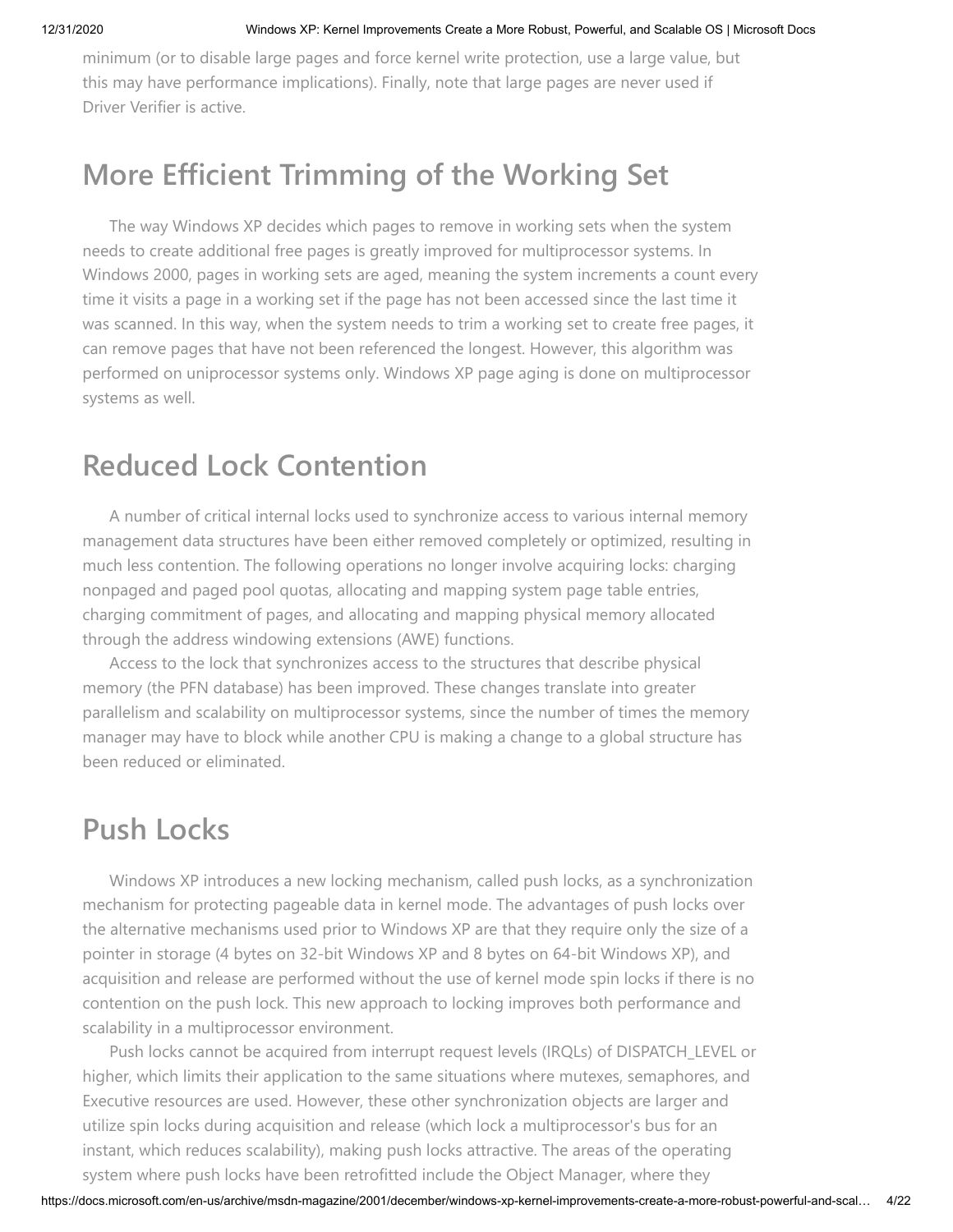minimum (or to disable large pages and force kernel write protection, use a large value, but this may have performance implications). Finally, note that large pages are never used if Driver Verifier is active.

## More Efficient Trimming of the Working Set

The way Windows XP decides which pages to remove in working sets when the system needs to create additional free pages is greatly improved for multiprocessor systems. In Windows 2000, pages in working sets are aged, meaning the system increments a count every time it visits a page in a working set if the page has not been accessed since the last time it was scanned. In this way, when the system needs to trim a working set to create free pages, it can remove pages that have not been referenced the longest. However, this algorithm was performed on uniprocessor systems only. Windows XP page aging is done on multiprocessor systems as well.

## Reduced Lock Contention

A number of critical internal locks used to synchronize access to various internal memory management data structures have been either removed completely or optimized, resulting in much less contention. The following operations no longer involve acquiring locks: charging nonpaged and paged pool quotas, allocating and mapping system page table entries, charging commitment of pages, and allocating and mapping physical memory allocated through the address windowing extensions (AWE) functions.

Access to the lock that synchronizes access to the structures that describe physical memory (the PFN database) has been improved. These changes translate into greater parallelism and scalability on multiprocessor systems, since the number of times the memory manager may have to block while another CPU is making a change to a global structure has been reduced or eliminated.

## Push Locks

Windows XP introduces a new locking mechanism, called push locks, as a synchronization mechanism for protecting pageable data in kernel mode. The advantages of push locks over the alternative mechanisms used prior to Windows XP are that they require only the size of a pointer in storage (4 bytes on 32-bit Windows XP and 8 bytes on 64-bit Windows XP), and acquisition and release are performed without the use of kernel mode spin locks if there is no contention on the push lock. This new approach to locking improves both performance and scalability in a multiprocessor environment.

Push locks cannot be acquired from interrupt request levels (IRQLs) of DISPATCH_LEVEL or higher, which limits their application to the same situations where mutexes, semaphores, and Executive resources are used. However, these other synchronization objects are larger and utilize spin locks during acquisition and release (which lock a multiprocessor's bus for an instant, which reduces scalability), making push locks attractive. The areas of the operating system where push locks have been retrofitted include the Object Manager, where they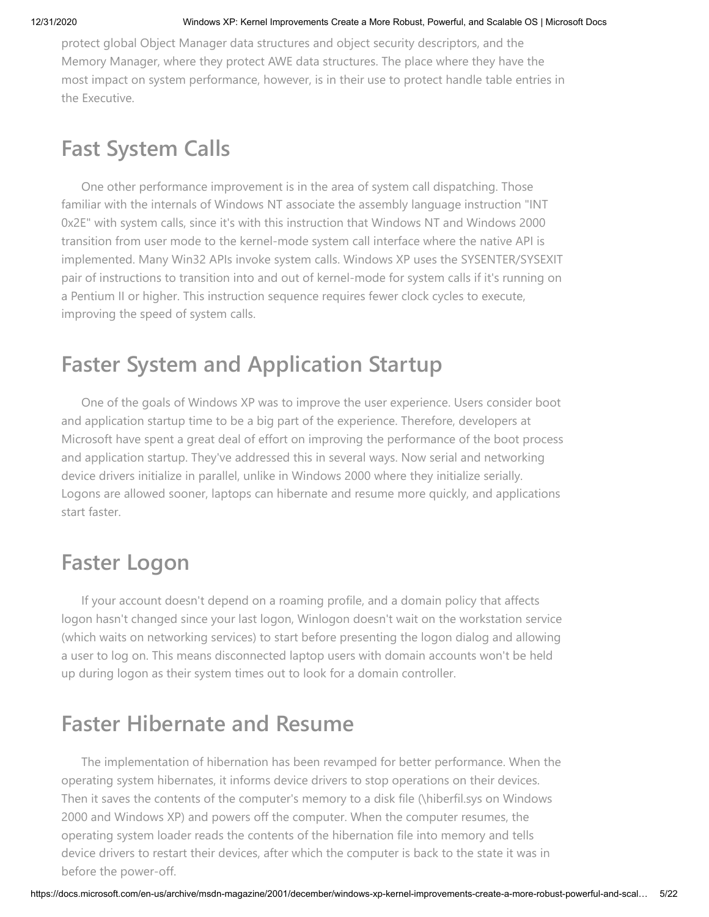protect global Object Manager data structures and object security descriptors, and the Memory Manager, where they protect AWE data structures. The place where they have the most impact on system performance, however, is in their use to protect handle table entries in the Executive.

## Fast System Calls

One other performance improvement is in the area of system call dispatching. Those familiar with the internals of Windows NT associate the assembly language instruction "INT 0x2E" with system calls, since it's with this instruction that Windows NT and Windows 2000 transition from user mode to the kernel-mode system call interface where the native API is implemented. Many Win32 APIs invoke system calls. Windows XP uses the SYSENTER/SYSEXIT pair of instructions to transition into and out of kernel-mode for system calls if it's running on a Pentium II or higher. This instruction sequence requires fewer clock cycles to execute, improving the speed of system calls.

## Faster System and Application Startup

One of the goals of Windows XP was to improve the user experience. Users consider boot and application startup time to be a big part of the experience. Therefore, developers at Microsoft have spent a great deal of effort on improving the performance of the boot process and application startup. They've addressed this in several ways. Now serial and networking device drivers initialize in parallel, unlike in Windows 2000 where they initialize serially. Logons are allowed sooner, laptops can hibernate and resume more quickly, and applications start faster.

## Faster Logon

If your account doesn't depend on a roaming profile, and a domain policy that affects logon hasn't changed since your last logon, Winlogon doesn't wait on the workstation service (which waits on networking services) to start before presenting the logon dialog and allowing a user to log on. This means disconnected laptop users with domain accounts won't be held up during logon as their system times out to look for a domain controller.

## Faster Hibernate and Resume

The implementation of hibernation has been revamped for better performance. When the operating system hibernates, it informs device drivers to stop operations on their devices. Then it saves the contents of the computer's memory to a disk file (\hiberfil.sys on Windows 2000 and Windows XP) and powers off the computer. When the computer resumes, the operating system loader reads the contents of the hibernation file into memory and tells device drivers to restart their devices, after which the computer is back to the state it was in before the power-off.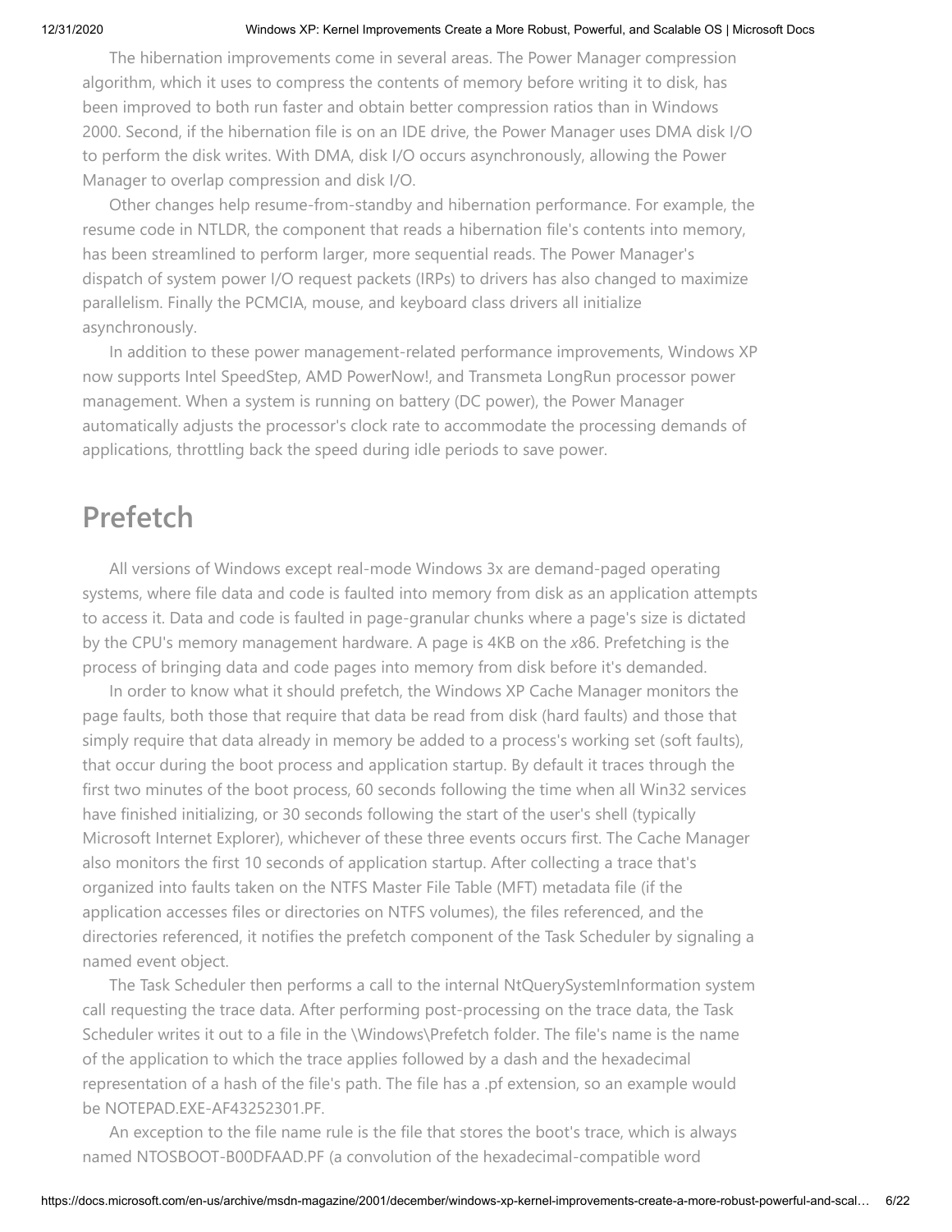The hibernation improvements come in several areas. The Power Manager compression algorithm, which it uses to compress the contents of memory before writing it to disk, has been improved to both run faster and obtain better compression ratios than in Windows 2000. Second, if the hibernation file is on an IDE drive, the Power Manager uses DMA disk I/O to perform the disk writes. With DMA, disk I/O occurs asynchronously, allowing the Power Manager to overlap compression and disk I/O.

Other changes help resume-from-standby and hibernation performance. For example, the resume code in NTLDR, the component that reads a hibernation file's contents into memory, has been streamlined to perform larger, more sequential reads. The Power Manager's dispatch of system power I/O request packets (IRPs) to drivers has also changed to maximize parallelism. Finally the PCMCIA, mouse, and keyboard class drivers all initialize asynchronously.

In addition to these power management-related performance improvements, Windows XP now supports Intel SpeedStep, AMD PowerNow!, and Transmeta LongRun processor power management. When a system is running on battery (DC power), the Power Manager automatically adjusts the processor's clock rate to accommodate the processing demands of applications, throttling back the speed during idle periods to save power.

## Prefetch

All versions of Windows except real-mode Windows 3x are demand-paged operating systems, where file data and code is faulted into memory from disk as an application attempts to access it. Data and code is faulted in page-granular chunks where a page's size is dictated by the CPU's memory management hardware. A page is 4KB on the *x*86. Prefetching is the process of bringing data and code pages into memory from disk before it's demanded.

In order to know what it should prefetch, the Windows XP Cache Manager monitors the page faults, both those that require that data be read from disk (hard faults) and those that simply require that data already in memory be added to a process's working set (soft faults), that occur during the boot process and application startup. By default it traces through the first two minutes of the boot process, 60 seconds following the time when all Win32 services have finished initializing, or 30 seconds following the start of the user's shell (typically Microsoft Internet Explorer), whichever of these three events occurs first. The Cache Manager also monitors the first 10 seconds of application startup. After collecting a trace that's organized into faults taken on the NTFS Master File Table (MFT) metadata file (if the application accesses files or directories on NTFS volumes), the files referenced, and the directories referenced, it notifies the prefetch component of the Task Scheduler by signaling a named event object.

The Task Scheduler then performs a call to the internal NtQuerySystemInformation system call requesting the trace data. After performing post-processing on the trace data, the Task Scheduler writes it out to a file in the \Windows\Prefetch folder. The file's name is the name of the application to which the trace applies followed by a dash and the hexadecimal representation of a hash of the file's path. The file has a .pf extension, so an example would be NOTEPAD.EXE-AF43252301.PF.

An exception to the file name rule is the file that stores the boot's trace, which is always named NTOSBOOT-B00DFAAD.PF (a convolution of the hexadecimal-compatible word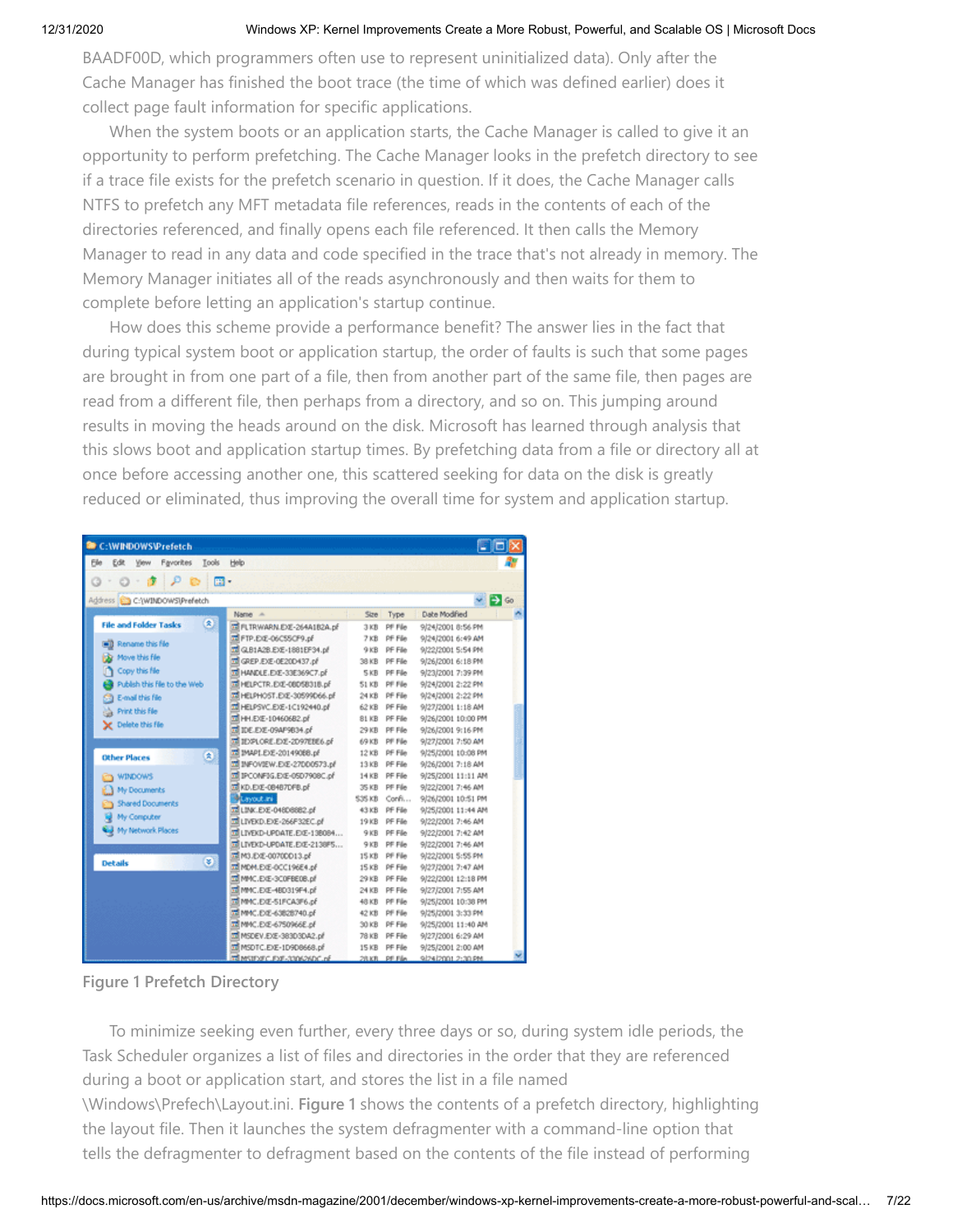BAADF00D, which programmers often use to represent uninitialized data). Only after the Cache Manager has finished the boot trace (the time of which was defined earlier) does it collect page fault information for specific applications.

When the system boots or an application starts, the Cache Manager is called to give it an opportunity to perform prefetching. The Cache Manager looks in the prefetch directory to see if a trace file exists for the prefetch scenario in question. If it does, the Cache Manager calls NTFS to prefetch any MFT metadata file references, reads in the contents of each of the directories referenced, and finally opens each file referenced. It then calls the Memory Manager to read in any data and code specified in the trace that's not already in memory. The Memory Manager initiates all of the reads asynchronously and then waits for them to complete before letting an application's startup continue.

How does this scheme provide a performance benefit? The answer lies in the fact that during typical system boot or application startup, the order of faults is such that some pages are brought in from one part of a file, then from another part of the same file, then pages are read from a different file, then perhaps from a directory, and so on. This jumping around results in moving the heads around on the disk. Microsoft has learned through analysis that this slows boot and application startup times. By prefetching data from a file or directory all at once before accessing another one, this scattered seeking for data on the disk is greatly reduced or eliminated, thus improving the overall time for system and application startup.

Figure 1 Prefetch Directory

To minimize seeking even further, every three days or so, during system idle periods, the Task Scheduler organizes a list of files and directories in the order that they are referenced during a boot or application start, and stores the list in a file named \Windows\Prefech\Layout.ini. **Figure 1** shows the contents of a prefetch directory, highlighting the layout file. Then it launches the system defragmenter with a command-line option that tells the defragmenter to defragment based on the contents of the file instead of performing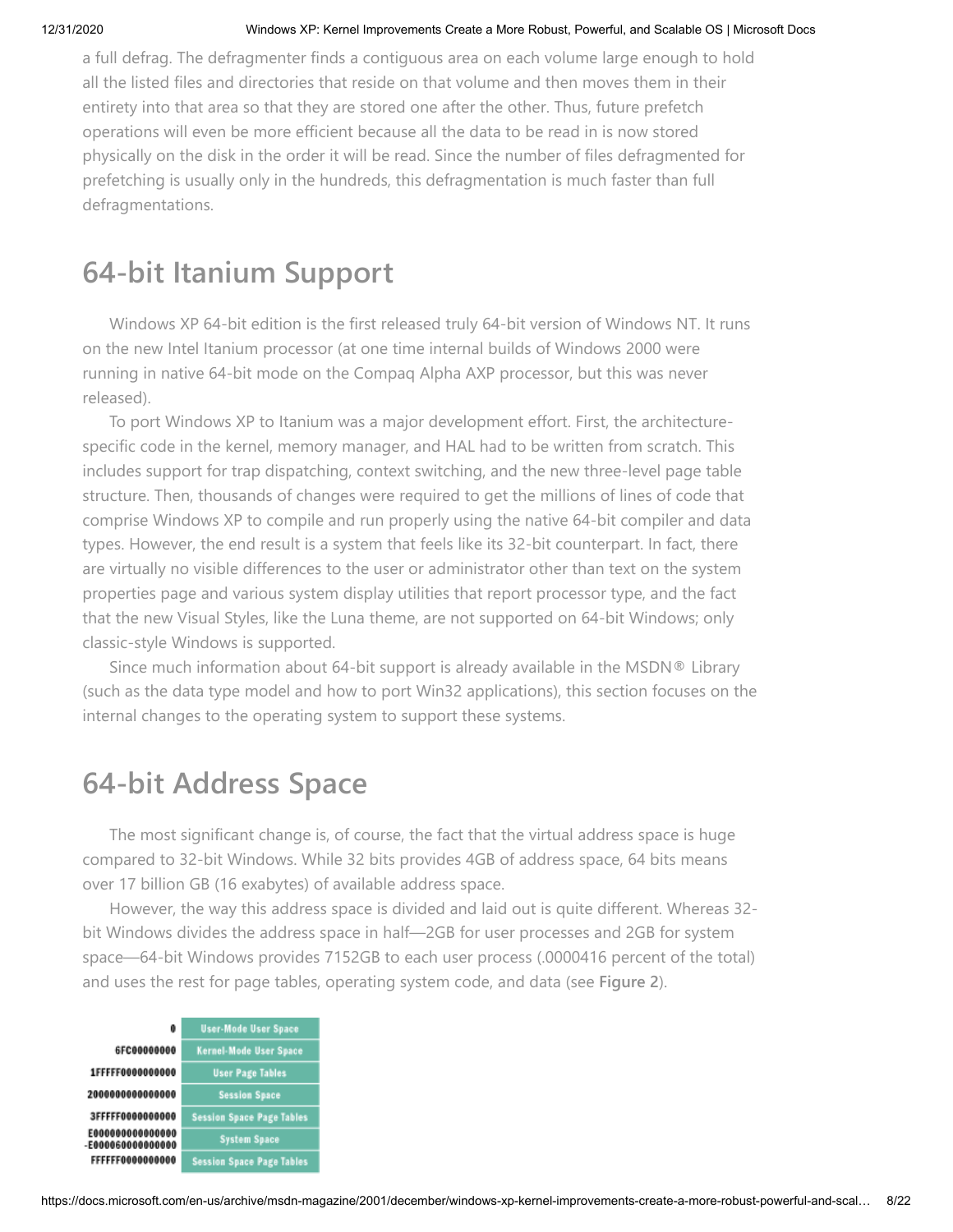a full defrag. The defragmenter finds a contiguous area on each volume large enough to hold all the listed files and directories that reside on that volume and then moves them in their entirety into that area so that they are stored one after the other. Thus, future prefetch operations will even be more efficient because all the data to be read in is now stored physically on the disk in the order it will be read. Since the number of files defragmented for prefetching is usually only in the hundreds, this defragmentation is much faster than full defragmentations.

## 64-bit Itanium Support

Windows XP 64-bit edition is the first released truly 64-bit version of Windows NT. It runs on the new Intel Itanium processor (at one time internal builds of Windows 2000 were running in native 64-bit mode on the Compaq Alpha AXP processor, but this was never released).

To port Windows XP to Itanium was a major development effort. First, the architecture-specific code in the kernel, memory manager, and HAL had to be written from scratch. This includes support for trap dispatching, context switching, and the new three-level page table structure. Then, thousands of changes were required to get the millions of lines of code that comprise Windows XP to compile and run properly using the native 64-bit compiler and data types. However, the end result is a system that feels like its 32-bit counterpart. In fact, there are virtually no visible differences to the user or administrator other than text on the system properties page and various system display utilities that report processor type, and the fact that the new Visual Styles, like the Luna theme, are not supported on 64-bit Windows; only classic-style Windows is supported.

Since much information about 64-bit support is already available in the MSDN® Library (such as the data type model and how to port Win32 applications), this section focuses on the internal changes to the operating system to support these systems.

## 64-bit Address Space

The most significant change is, of course, the fact that the virtual address space is huge compared to 32-bit Windows. While 32 bits provides 4GB of address space, 64 bits means over 17 billion GB (16 exabytes) of available address space.

However, the way this address space is divided and laid out is quite different. Whereas 32-bit Windows divides the address space in half—2GB for user processes and 2GB for system space—64-bit Windows provides 7152GB to each user process (.0000416 percent of the total) and uses the rest for page tables, operating system code, and data (see **Figure 2**).

0 User-Mode User Space
6FC00000000 Kernel-Mode User Space
1FFFFF0000000000 User Page Tables
2000000000000000 Session Space
3FFFFF0000000000 Session Space Page Tables
E000000000000000 -E000060000000000 System Space
FFFFFF0000000000 Session Space Page Tables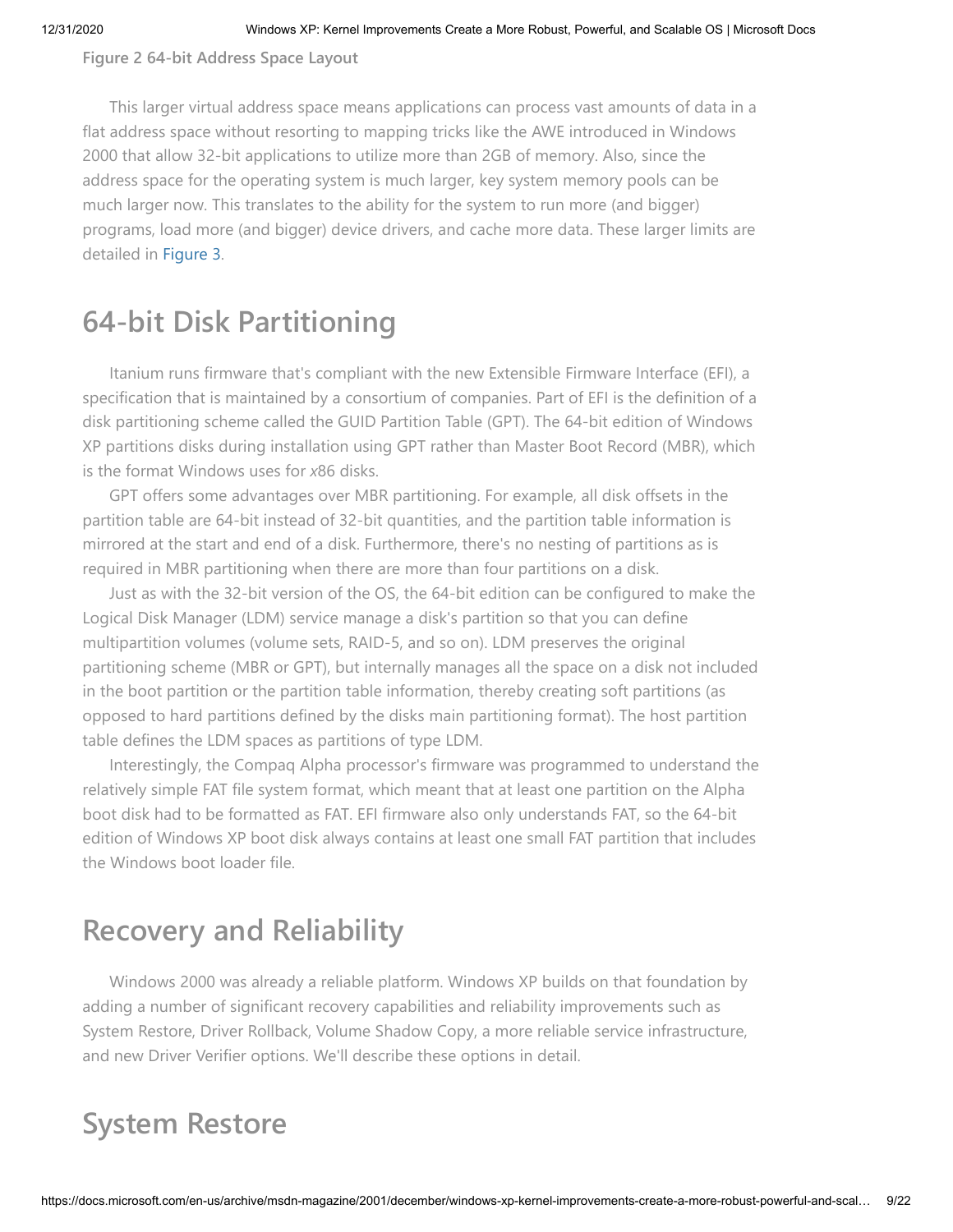**Figure 2 64-bit Address Space Layout**

This larger virtual address space means applications can process vast amounts of data in a flat address space without resorting to mapping tricks like the AWE introduced in Windows 2000 that allow 32-bit applications to utilize more than 2GB of memory. Also, since the address space for the operating system is much larger, key system memory pools can be much larger now. This translates to the ability for the system to run more (and bigger) programs, load more (and bigger) device drivers, and cache more data. These larger limits are detailed in Figure 3.

## 64-bit Disk Partitioning

Itanium runs firmware that's compliant with the new Extensible Firmware Interface (EFI), a specification that is maintained by a consortium of companies. Part of EFI is the definition of a disk partitioning scheme called the GUID Partition Table (GPT). The 64-bit edition of Windows XP partitions disks during installation using GPT rather than Master Boot Record (MBR), which is the format Windows uses for *x*86 disks.

GPT offers some advantages over MBR partitioning. For example, all disk offsets in the partition table are 64-bit instead of 32-bit quantities, and the partition table information is mirrored at the start and end of a disk. Furthermore, there's no nesting of partitions as is required in MBR partitioning when there are more than four partitions on a disk.

Just as with the 32-bit version of the OS, the 64-bit edition can be configured to make the Logical Disk Manager (LDM) service manage a disk's partition so that you can define multipartition volumes (volume sets, RAID-5, and so on). LDM preserves the original partitioning scheme (MBR or GPT), but internally manages all the space on a disk not included in the boot partition or the partition table information, thereby creating soft partitions (as opposed to hard partitions defined by the disks main partitioning format). The host partition table defines the LDM spaces as partitions of type LDM.

Interestingly, the Compaq Alpha processor's firmware was programmed to understand the relatively simple FAT file system format, which meant that at least one partition on the Alpha boot disk had to be formatted as FAT. EFI firmware also only understands FAT, so the 64-bit edition of Windows XP boot disk always contains at least one small FAT partition that includes the Windows boot loader file.

## Recovery and Reliability

Windows 2000 was already a reliable platform. Windows XP builds on that foundation by adding a number of significant recovery capabilities and reliability improvements such as System Restore, Driver Rollback, Volume Shadow Copy, a more reliable service infrastructure, and new Driver Verifier options. We'll describe these options in detail.

## System Restore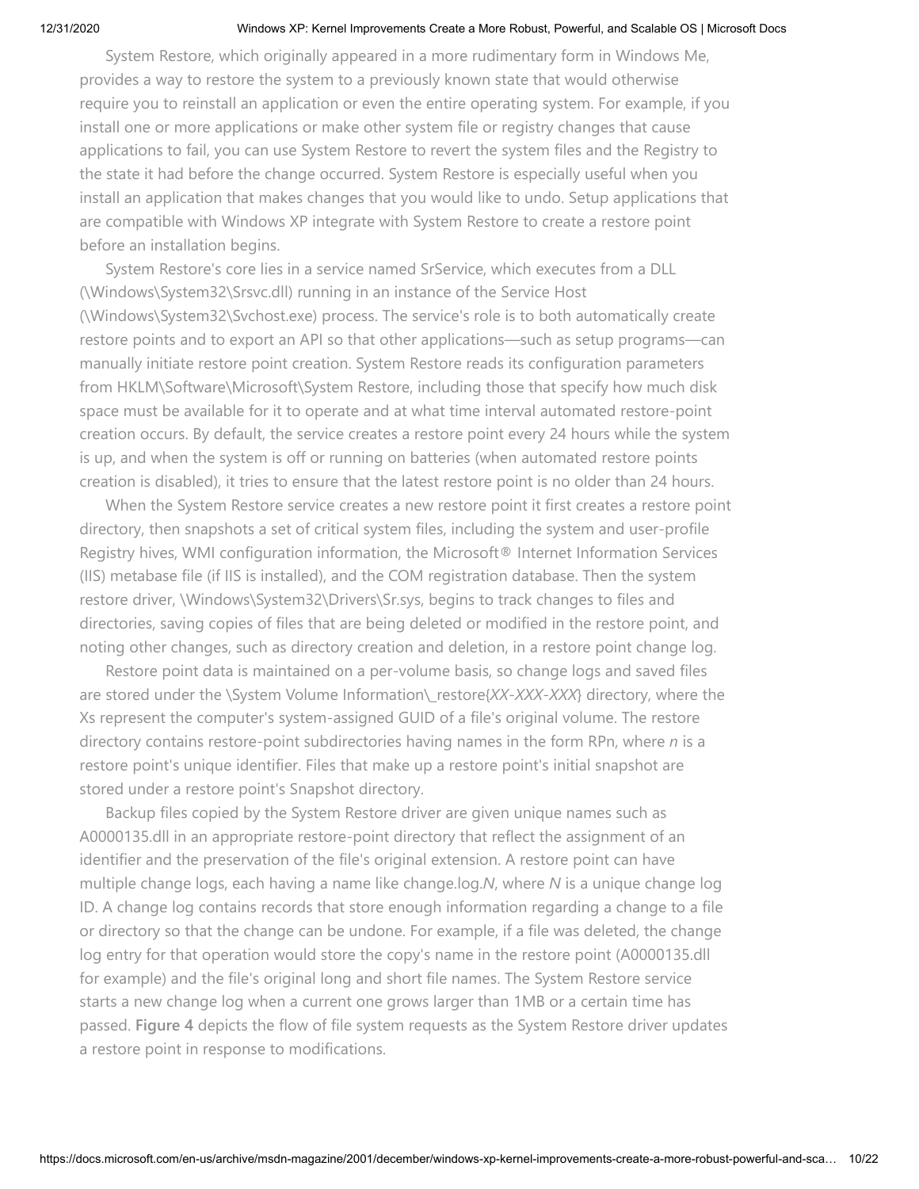System Restore, which originally appeared in a more rudimentary form in Windows Me, provides a way to restore the system to a previously known state that would otherwise require you to reinstall an application or even the entire operating system. For example, if you install one or more applications or make other system file or registry changes that cause applications to fail, you can use System Restore to revert the system files and the Registry to the state it had before the change occurred. System Restore is especially useful when you install an application that makes changes that you would like to undo. Setup applications that are compatible with Windows XP integrate with System Restore to create a restore point before an installation begins.

System Restore's core lies in a service named SrService, which executes from a DLL (\Windows\System32\Srsvc.dll) running in an instance of the Service Host (\Windows\System32\Svchost.exe) process. The service's role is to both automatically create restore points and to export an API so that other applications—such as setup programs—can manually initiate restore point creation. System Restore reads its configuration parameters from HKLM\Software\Microsoft\System Restore, including those that specify how much disk space must be available for it to operate and at what time interval automated restore-point creation occurs. By default, the service creates a restore point every 24 hours while the system is up, and when the system is off or running on batteries (when automated restore points creation is disabled), it tries to ensure that the latest restore point is no older than 24 hours.

When the System Restore service creates a new restore point it first creates a restore point directory, then snapshots a set of critical system files, including the system and user-profile Registry hives, WMI configuration information, the Microsoft® Internet Information Services (IIS) metabase file (if IIS is installed), and the COM registration database. Then the system restore driver, \Windows\System32\Drivers\Sr.sys, begins to track changes to files and directories, saving copies of files that are being deleted or modified in the restore point, and noting other changes, such as directory creation and deletion, in a restore point change log.

Restore point data is maintained on a per-volume basis, so change logs and saved files are stored under the \System Volume Information\_restore{*XX-XXX-XXX*} directory, where the Xs represent the computer's system-assigned GUID of a file's original volume. The restore directory contains restore-point subdirectories having names in the form RPn, where *n* is a restore point's unique identifier. Files that make up a restore point's initial snapshot are stored under a restore point's Snapshot directory.

Backup files copied by the System Restore driver are given unique names such as A0000135.dll in an appropriate restore-point directory that reflect the assignment of an identifier and the preservation of the file's original extension. A restore point can have multiple change logs, each having a name like change.log.*N*, where *N* is a unique change log ID. A change log contains records that store enough information regarding a change to a file or directory so that the change can be undone. For example, if a file was deleted, the change log entry for that operation would store the copy's name in the restore point (A0000135.dll for example) and the file's original long and short file names. The System Restore service starts a new change log when a current one grows larger than 1MB or a certain time has passed. **Figure 4** depicts the flow of file system requests as the System Restore driver updates a restore point in response to modifications.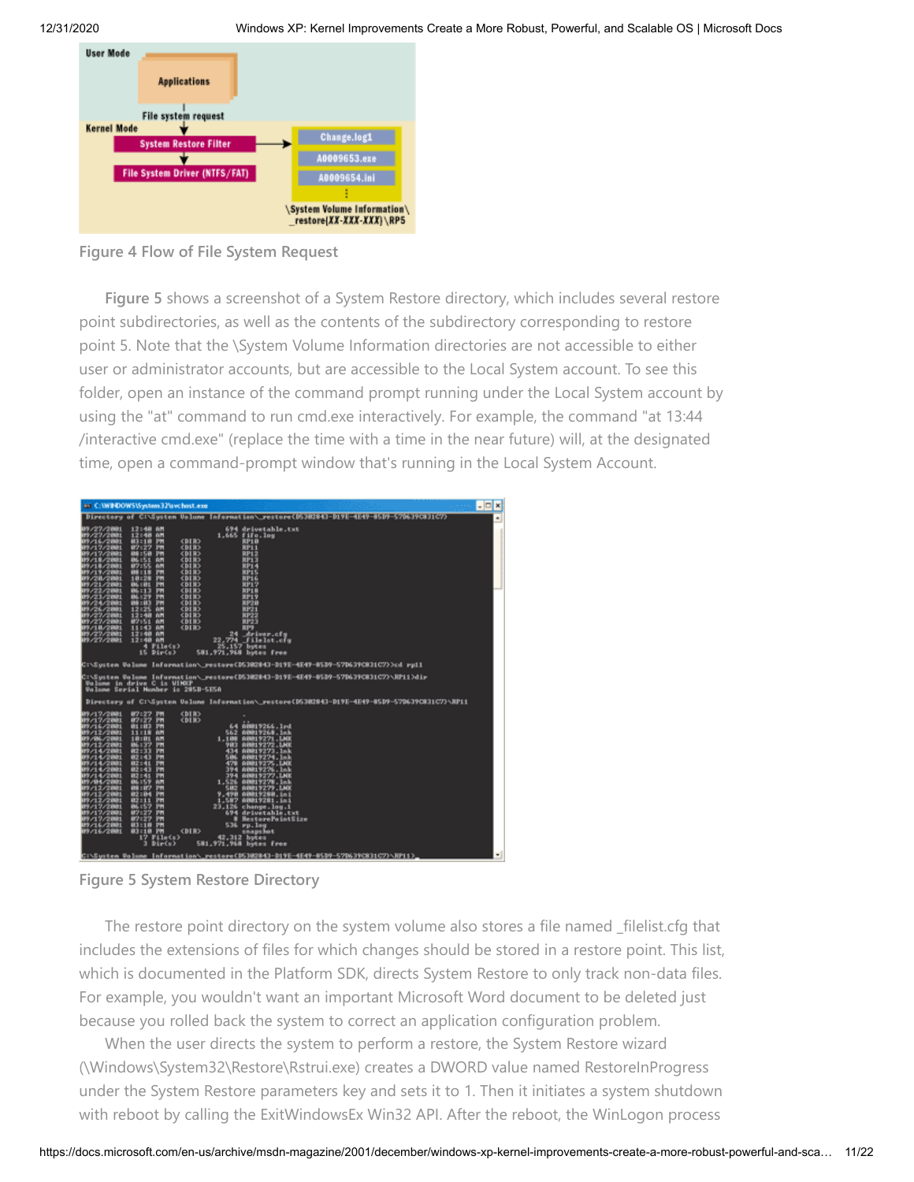Figure 4 Flow of File System Request

**Figure 5** shows a screenshot of a System Restore directory, which includes several restore point subdirectories, as well as the contents of the subdirectory corresponding to restore point 5. Note that the \System Volume Information directories are not accessible to either user or administrator accounts, but are accessible to the Local System account. To see this folder, open an instance of the command prompt running under the Local System account by using the "at" command to run cmd.exe interactively. For example, the command "at 13:44 /interactive cmd.exe" (replace the time with a time in the near future) will, at the designated time, open a command-prompt window that's running in the Local System Account.

Figure 5 System Restore Directory

The restore point directory on the system volume also stores a file named _filelist.cfg that includes the extensions of files for which changes should be stored in a restore point. This list, which is documented in the Platform SDK, directs System Restore to only track non-data files. For example, you wouldn't want an important Microsoft Word document to be deleted just because you rolled back the system to correct an application configuration problem.

When the user directs the system to perform a restore, the System Restore wizard (\Windows\System32\Restore\Rstrui.exe) creates a DWORD value named RestoreInProgress under the System Restore parameters key and sets it to 1. Then it initiates a system shutdown with reboot by calling the ExitWindowsEx Win32 API. After the reboot, the WinLogon process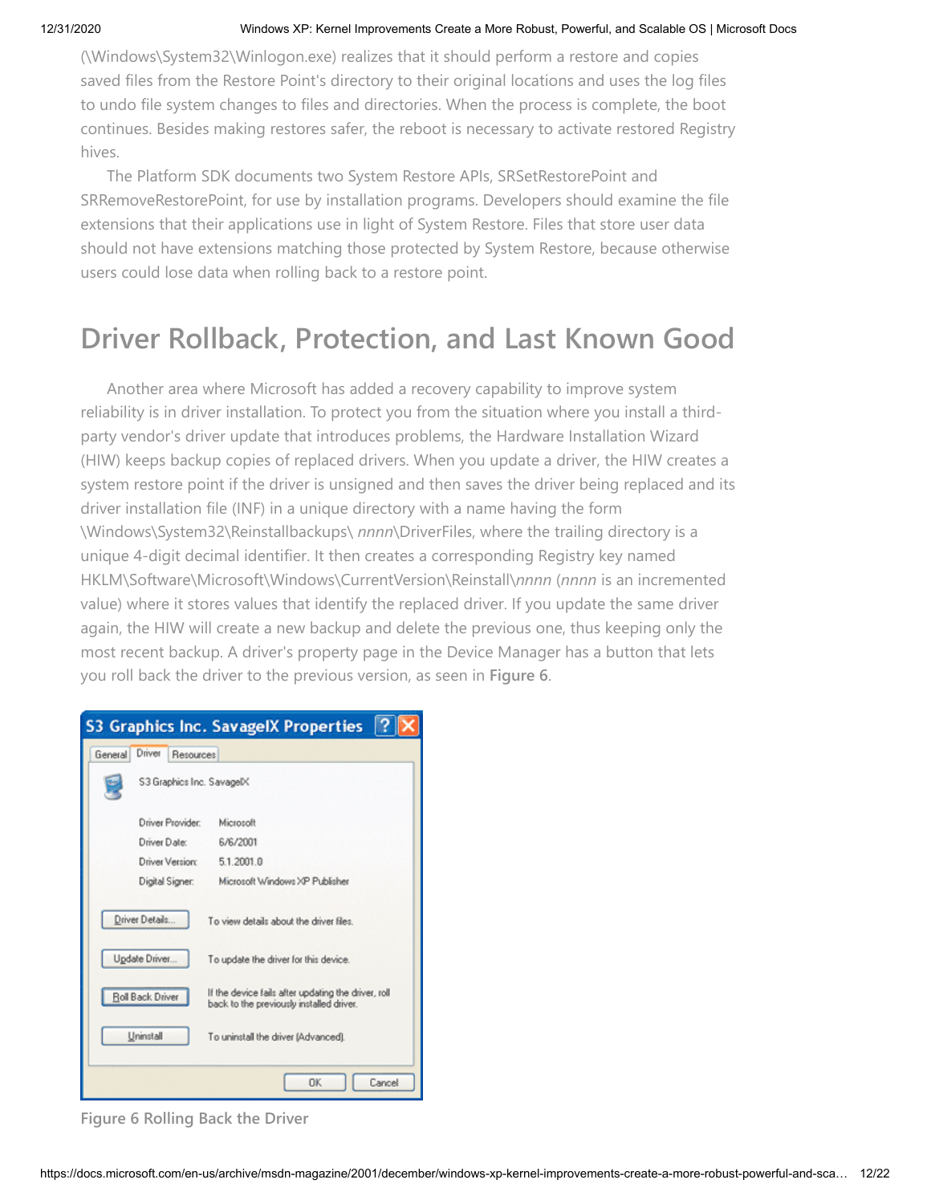(\Windows\System32\Winlogon.exe) realizes that it should perform a restore and copies saved files from the Restore Point's directory to their original locations and uses the log files to undo file system changes to files and directories. When the process is complete, the boot continues. Besides making restores safer, the reboot is necessary to activate restored Registry hives.

The Platform SDK documents two System Restore APIs, SRSetRestorePoint and SRRemoveRestorePoint, for use by installation programs. Developers should examine the file extensions that their applications use in light of System Restore. Files that store user data should not have extensions matching those protected by System Restore, because otherwise users could lose data when rolling back to a restore point.

## Driver Rollback, Protection, and Last Known Good

Another area where Microsoft has added a recovery capability to improve system reliability is in driver installation. To protect you from the situation where you install a third-party vendor's driver update that introduces problems, the Hardware Installation Wizard (HIW) keeps backup copies of replaced drivers. When you update a driver, the HIW creates a system restore point if the driver is unsigned and then saves the driver being replaced and its driver installation file (INF) in a unique directory with a name having the form \Windows\System32\Reinstallbackups\ *nnnn*\DriverFiles, where the trailing directory is a unique 4-digit decimal identifier. It then creates a corresponding Registry key named HKLM\Software\Microsoft\Windows\CurrentVersion\Reinstall\*nnnn* (*nnnn* is an incremented value) where it stores values that identify the replaced driver. If you update the same driver again, the HIW will create a new backup and delete the previous one, thus keeping only the most recent backup. A driver's property page in the Device Manager has a button that lets you roll back the driver to the previous version, as seen in **Figure 6**.

S3 Graphics Inc. SavageIX Properties

General | Driver | Resources

S3 Graphics Inc. SavageIX

Driver Provider: Microsoft
Driver Date: 6/6/2001
Driver Version: 5.1.2001.0
Digital Signer: Microsoft Windows XP Publisher

Driver Details... To view details about the driver files.

Update Driver... To update the driver for this device.

Roll Back Driver If the device fails after updating the driver, roll back to the previously installed driver.

Uninstall To uninstall the driver (Advanced).

OK Cancel

**Figure 6 Rolling Back the Driver**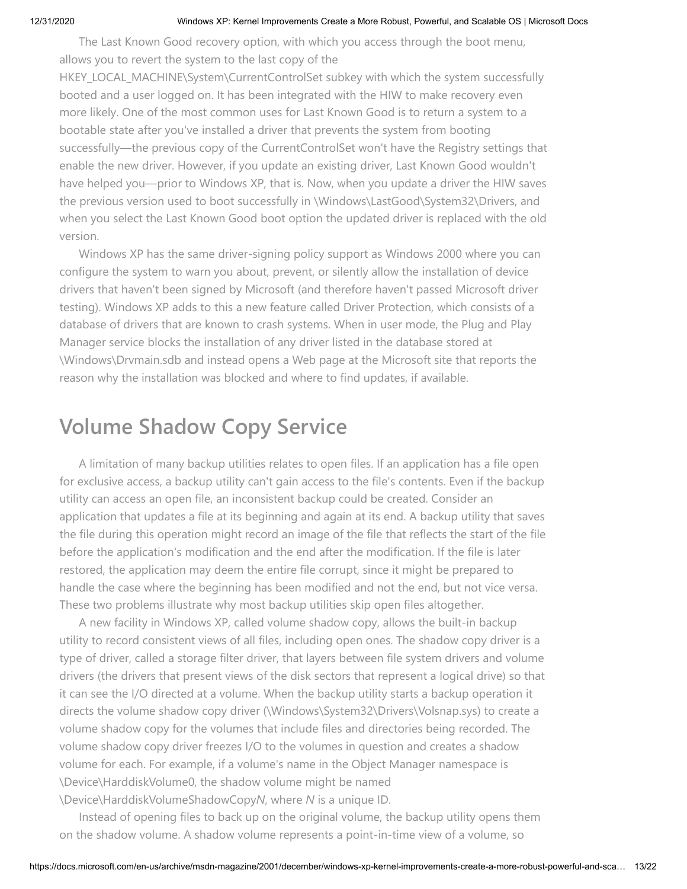The Last Known Good recovery option, with which you access through the boot menu, allows you to revert the system to the last copy of the HKEY_LOCAL_MACHINE\System\CurrentControlSet subkey with which the system successfully booted and a user logged on. It has been integrated with the HIW to make recovery even more likely. One of the most common uses for Last Known Good is to return a system to a bootable state after you've installed a driver that prevents the system from booting successfully—the previous copy of the CurrentControlSet won't have the Registry settings that enable the new driver. However, if you update an existing driver, Last Known Good wouldn't have helped you—prior to Windows XP, that is. Now, when you update a driver the HIW saves the previous version used to boot successfully in \Windows\LastGood\System32\Drivers, and when you select the Last Known Good boot option the updated driver is replaced with the old version.

Windows XP has the same driver-signing policy support as Windows 2000 where you can configure the system to warn you about, prevent, or silently allow the installation of device drivers that haven't been signed by Microsoft (and therefore haven't passed Microsoft driver testing). Windows XP adds to this a new feature called Driver Protection, which consists of a database of drivers that are known to crash systems. When in user mode, the Plug and Play Manager service blocks the installation of any driver listed in the database stored at \Windows\Drvmain.sdb and instead opens a Web page at the Microsoft site that reports the reason why the installation was blocked and where to find updates, if available.

## Volume Shadow Copy Service

A limitation of many backup utilities relates to open files. If an application has a file open for exclusive access, a backup utility can't gain access to the file's contents. Even if the backup utility can access an open file, an inconsistent backup could be created. Consider an application that updates a file at its beginning and again at its end. A backup utility that saves the file during this operation might record an image of the file that reflects the start of the file before the application's modification and the end after the modification. If the file is later restored, the application may deem the entire file corrupt, since it might be prepared to handle the case where the beginning has been modified and not the end, but not vice versa. These two problems illustrate why most backup utilities skip open files altogether.

A new facility in Windows XP, called volume shadow copy, allows the built-in backup utility to record consistent views of all files, including open ones. The shadow copy driver is a type of driver, called a storage filter driver, that layers between file system drivers and volume drivers (the drivers that present views of the disk sectors that represent a logical drive) so that it can see the I/O directed at a volume. When the backup utility starts a backup operation it directs the volume shadow copy driver (\Windows\System32\Drivers\Volsnap.sys) to create a volume shadow copy for the volumes that include files and directories being recorded. The volume shadow copy driver freezes I/O to the volumes in question and creates a shadow volume for each. For example, if a volume's name in the Object Manager namespace is \Device\HarddiskVolume0, the shadow volume might be named \Device\HarddiskVolumeShadowCopy*N*, where *N* is a unique ID.

Instead of opening files to back up on the original volume, the backup utility opens them on the shadow volume. A shadow volume represents a point-in-time view of a volume, so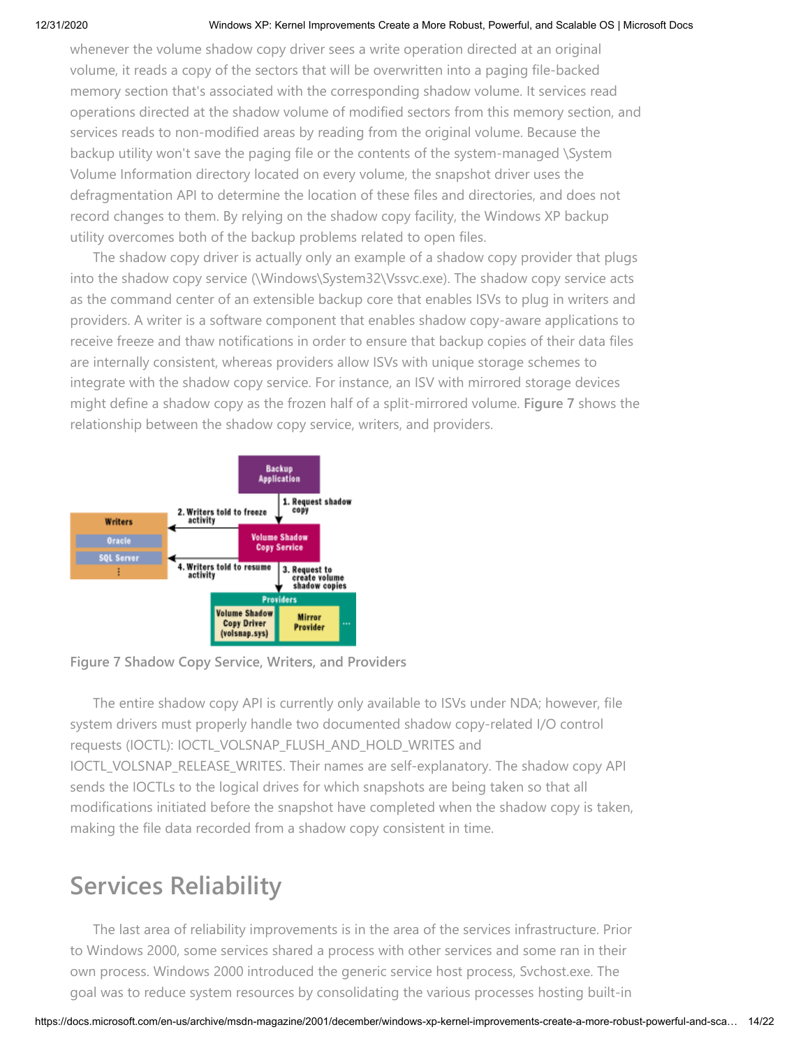whenever the volume shadow copy driver sees a write operation directed at an original volume, it reads a copy of the sectors that will be overwritten into a paging file-backed memory section that's associated with the corresponding shadow volume. It services read operations directed at the shadow volume of modified sectors from this memory section, and services reads to non-modified areas by reading from the original volume. Because the backup utility won't save the paging file or the contents of the system-managed \System Volume Information directory located on every volume, the snapshot driver uses the defragmentation API to determine the location of these files and directories, and does not record changes to them. By relying on the shadow copy facility, the Windows XP backup utility overcomes both of the backup problems related to open files.

The shadow copy driver is actually only an example of a shadow copy provider that plugs into the shadow copy service (\Windows\System32\Vssvc.exe). The shadow copy service acts as the command center of an extensible backup core that enables ISVs to plug in writers and providers. A writer is a software component that enables shadow copy-aware applications to receive freeze and thaw notifications in order to ensure that backup copies of their data files are internally consistent, whereas providers allow ISVs with unique storage schemes to integrate with the shadow copy service. For instance, an ISV with mirrored storage devices might define a shadow copy as the frozen half of a split-mirrored volume. **Figure 7** shows the relationship between the shadow copy service, writers, and providers.

Backup Application
1. Request shadow copy
2. Writers told to freeze activity
Writers
Oracle
SQL Server
⋮
Volume Shadow Copy Service
4. Writers told to resume activity
3. Request to create volume shadow copies
Providers
Volume Shadow Copy Driver (volsnap.sys)
Mirror Provider
...

**Figure 7 Shadow Copy Service, Writers, and Providers**

The entire shadow copy API is currently only available to ISVs under NDA; however, file system drivers must properly handle two documented shadow copy-related I/O control requests (IOCTL): IOCTL_VOLSNAP_FLUSH_AND_HOLD_WRITES and IOCTL_VOLSNAP_RELEASE_WRITES. Their names are self-explanatory. The shadow copy API sends the IOCTLs to the logical drives for which snapshots are being taken so that all modifications initiated before the snapshot have completed when the shadow copy is taken, making the file data recorded from a shadow copy consistent in time.

## Services Reliability

The last area of reliability improvements is in the area of the services infrastructure. Prior to Windows 2000, some services shared a process with other services and some ran in their own process. Windows 2000 introduced the generic service host process, Svchost.exe. The goal was to reduce system resources by consolidating the various processes hosting built-in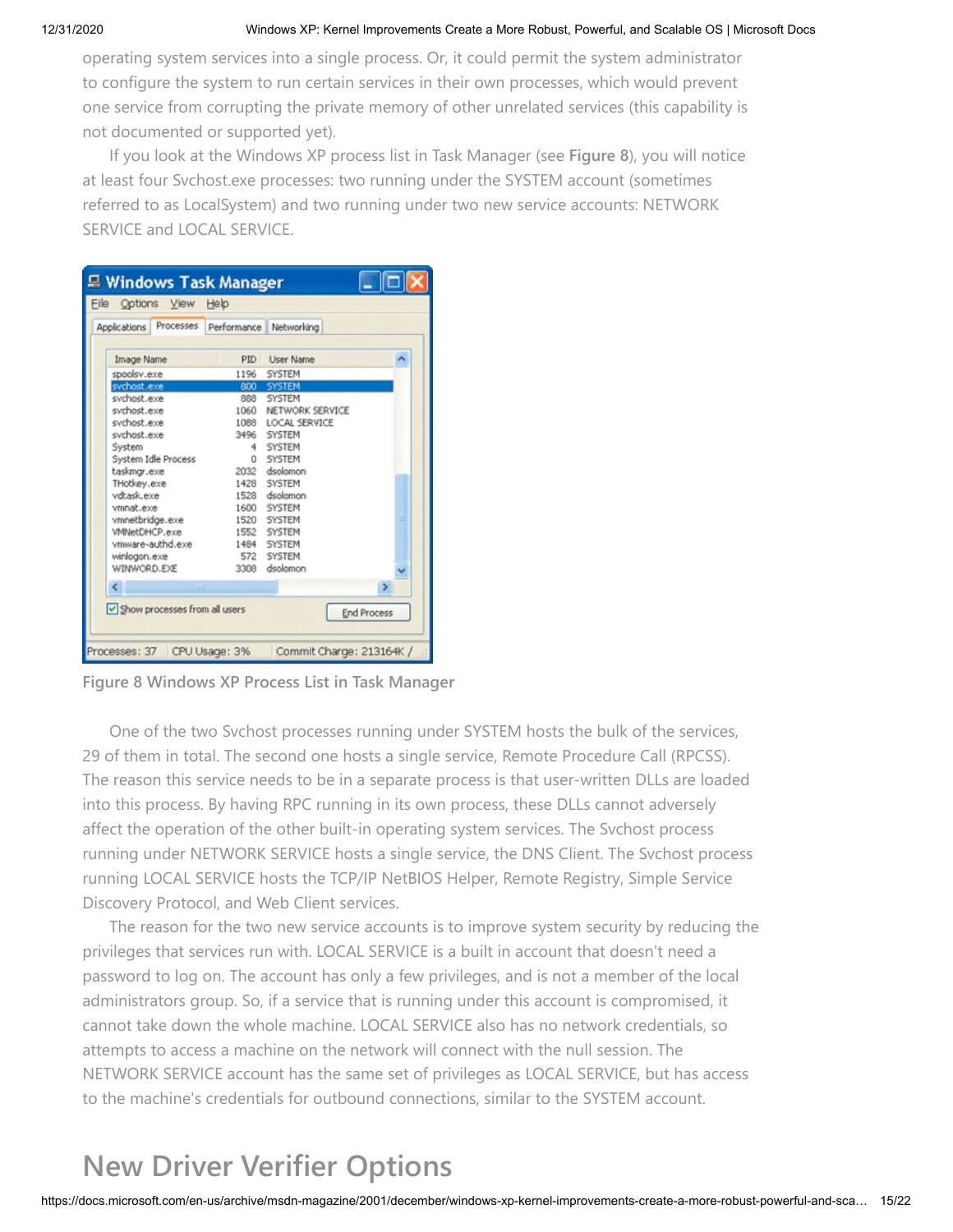operating system services into a single process. Or, it could permit the system administrator to configure the system to run certain services in their own processes, which would prevent one service from corrupting the private memory of other unrelated services (this capability is not documented or supported yet).

If you look at the Windows XP process list in Task Manager (see **Figure 8**), you will notice at least four Svchost.exe processes: two running under the SYSTEM account (sometimes referred to as LocalSystem) and two running under two new service accounts: NETWORK SERVICE and LOCAL SERVICE.

Figure 8 Windows XP Process List in Task Manager

One of the two Svchost processes running under SYSTEM hosts the bulk of the services, 29 of them in total. The second one hosts a single service, Remote Procedure Call (RPCSS). The reason this service needs to be in a separate process is that user-written DLLs are loaded into this process. By having RPC running in its own process, these DLLs cannot adversely affect the operation of the other built-in operating system services. The Svchost process running under NETWORK SERVICE hosts a single service, the DNS Client. The Svchost process running LOCAL SERVICE hosts the TCP/IP NetBIOS Helper, Remote Registry, Simple Service Discovery Protocol, and Web Client services.

The reason for the two new service accounts is to improve system security by reducing the privileges that services run with. LOCAL SERVICE is a built in account that doesn't need a password to log on. The account has only a few privileges, and is not a member of the local administrators group. So, if a service that is running under this account is compromised, it cannot take down the whole machine. LOCAL SERVICE also has no network credentials, so attempts to access a machine on the network will connect with the null session. The NETWORK SERVICE account has the same set of privileges as LOCAL SERVICE, but has access to the machine's credentials for outbound connections, similar to the SYSTEM account.

## New Driver Verifier Options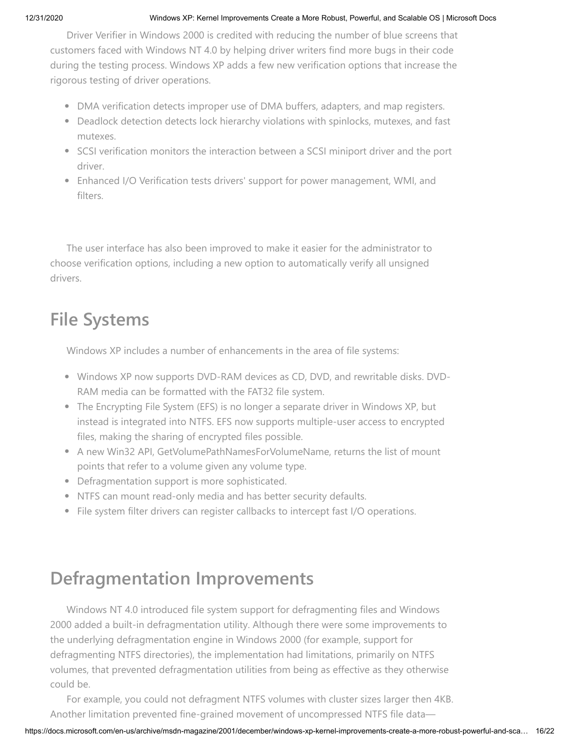Driver Verifier in Windows 2000 is credited with reducing the number of blue screens that customers faced with Windows NT 4.0 by helping driver writers find more bugs in their code during the testing process. Windows XP adds a few new verification options that increase the rigorous testing of driver operations.

- DMA verification detects improper use of DMA buffers, adapters, and map registers.
- Deadlock detection detects lock hierarchy violations with spinlocks, mutexes, and fast mutexes.
- SCSI verification monitors the interaction between a SCSI miniport driver and the port driver.
- Enhanced I/O Verification tests drivers' support for power management, WMI, and filters.

The user interface has also been improved to make it easier for the administrator to choose verification options, including a new option to automatically verify all unsigned drivers.

## File Systems

Windows XP includes a number of enhancements in the area of file systems:

- Windows XP now supports DVD-RAM devices as CD, DVD, and rewritable disks. DVD-RAM media can be formatted with the FAT32 file system.
- The Encrypting File System (EFS) is no longer a separate driver in Windows XP, but instead is integrated into NTFS. EFS now supports multiple-user access to encrypted files, making the sharing of encrypted files possible.
- A new Win32 API, GetVolumePathNamesForVolumeName, returns the list of mount points that refer to a volume given any volume type.
- Defragmentation support is more sophisticated.
- NTFS can mount read-only media and has better security defaults.
- File system filter drivers can register callbacks to intercept fast I/O operations.

## Defragmentation Improvements

Windows NT 4.0 introduced file system support for defragmenting files and Windows 2000 added a built-in defragmentation utility. Although there were some improvements to the underlying defragmentation engine in Windows 2000 (for example, support for defragmenting NTFS directories), the implementation had limitations, primarily on NTFS volumes, that prevented defragmentation utilities from being as effective as they otherwise could be.

For example, you could not defragment NTFS volumes with cluster sizes larger then 4KB. Another limitation prevented fine-grained movement of uncompressed NTFS file data—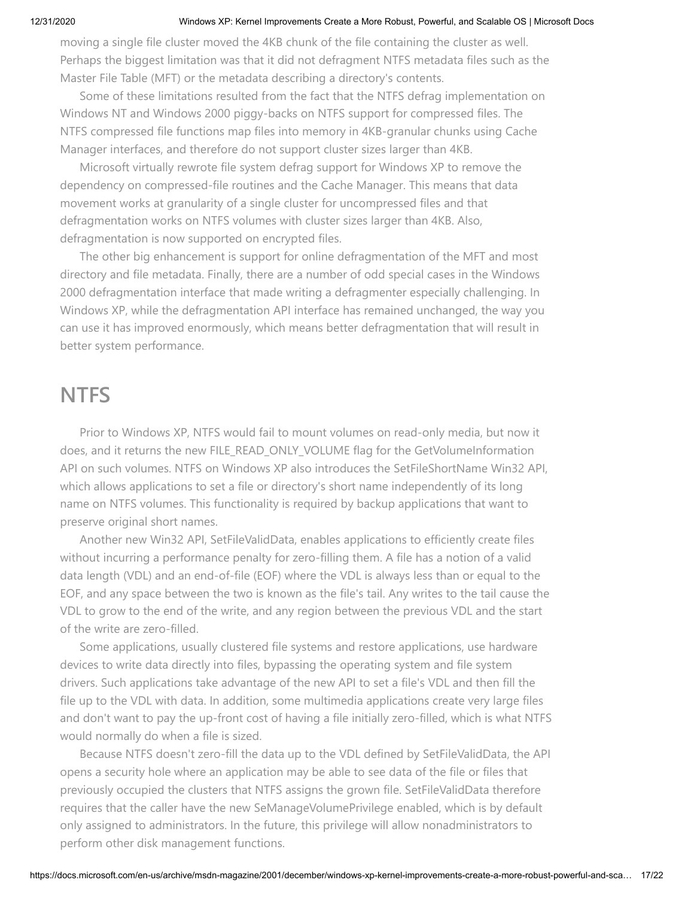moving a single file cluster moved the 4KB chunk of the file containing the cluster as well. Perhaps the biggest limitation was that it did not defragment NTFS metadata files such as the Master File Table (MFT) or the metadata describing a directory's contents.

Some of these limitations resulted from the fact that the NTFS defrag implementation on Windows NT and Windows 2000 piggy-backs on NTFS support for compressed files. The NTFS compressed file functions map files into memory in 4KB-granular chunks using Cache Manager interfaces, and therefore do not support cluster sizes larger than 4KB.

Microsoft virtually rewrote file system defrag support for Windows XP to remove the dependency on compressed-file routines and the Cache Manager. This means that data movement works at granularity of a single cluster for uncompressed files and that defragmentation works on NTFS volumes with cluster sizes larger than 4KB. Also, defragmentation is now supported on encrypted files.

The other big enhancement is support for online defragmentation of the MFT and most directory and file metadata. Finally, there are a number of odd special cases in the Windows 2000 defragmentation interface that made writing a defragmenter especially challenging. In Windows XP, while the defragmentation API interface has remained unchanged, the way you can use it has improved enormously, which means better defragmentation that will result in better system performance.

## NTFS

Prior to Windows XP, NTFS would fail to mount volumes on read-only media, but now it does, and it returns the new FILE_READ_ONLY_VOLUME flag for the GetVolumeInformation API on such volumes. NTFS on Windows XP also introduces the SetFileShortName Win32 API, which allows applications to set a file or directory's short name independently of its long name on NTFS volumes. This functionality is required by backup applications that want to preserve original short names.

Another new Win32 API, SetFileValidData, enables applications to efficiently create files without incurring a performance penalty for zero-filling them. A file has a notion of a valid data length (VDL) and an end-of-file (EOF) where the VDL is always less than or equal to the EOF, and any space between the two is known as the file's tail. Any writes to the tail cause the VDL to grow to the end of the write, and any region between the previous VDL and the start of the write are zero-filled.

Some applications, usually clustered file systems and restore applications, use hardware devices to write data directly into files, bypassing the operating system and file system drivers. Such applications take advantage of the new API to set a file's VDL and then fill the file up to the VDL with data. In addition, some multimedia applications create very large files and don't want to pay the up-front cost of having a file initially zero-filled, which is what NTFS would normally do when a file is sized.

Because NTFS doesn't zero-fill the data up to the VDL defined by SetFileValidData, the API opens a security hole where an application may be able to see data of the file or files that previously occupied the clusters that NTFS assigns the grown file. SetFileValidData therefore requires that the caller have the new SeManageVolumePrivilege enabled, which is by default only assigned to administrators. In the future, this privilege will allow nonadministrators to perform other disk management functions.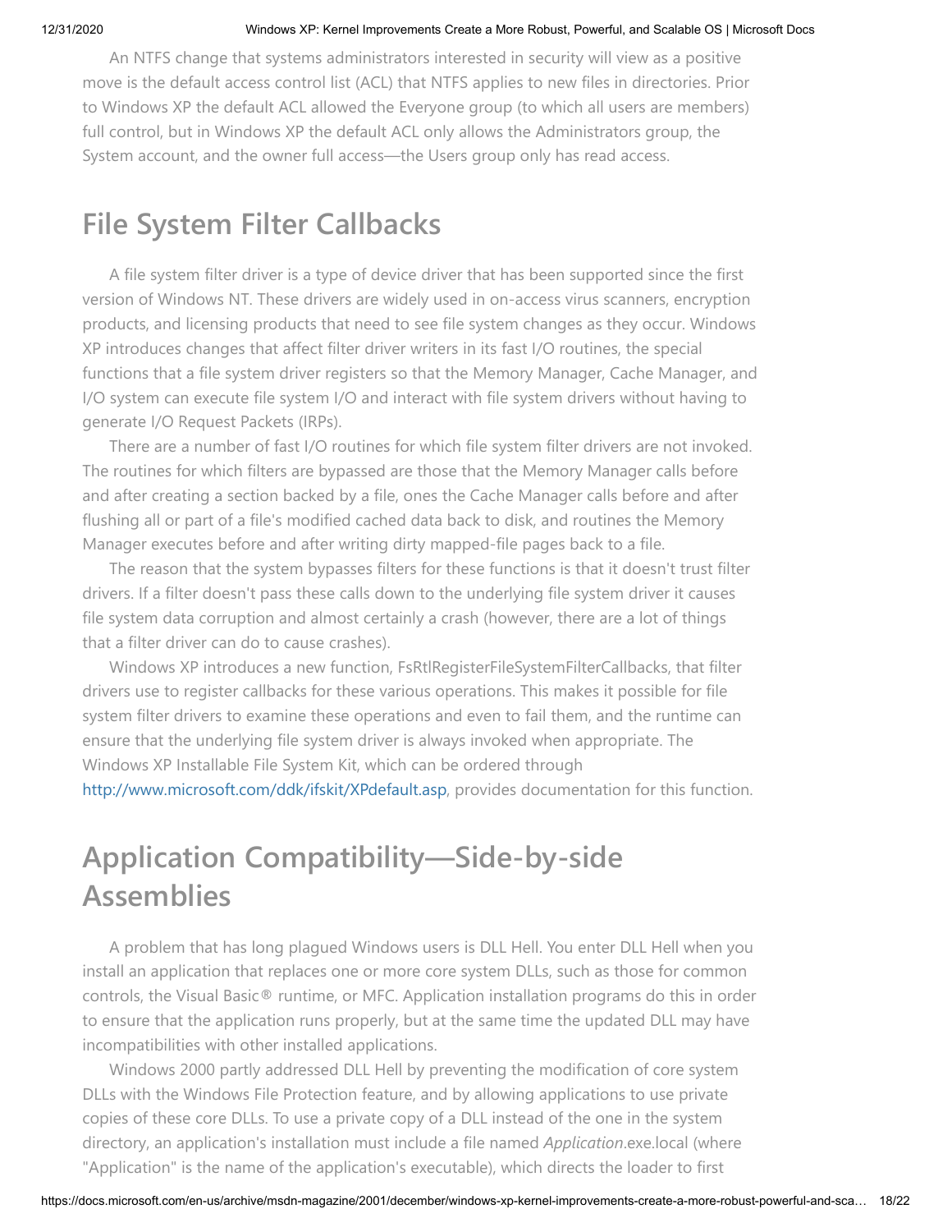An NTFS change that systems administrators interested in security will view as a positive move is the default access control list (ACL) that NTFS applies to new files in directories. Prior to Windows XP the default ACL allowed the Everyone group (to which all users are members) full control, but in Windows XP the default ACL only allows the Administrators group, the System account, and the owner full access—the Users group only has read access.

## File System Filter Callbacks

A file system filter driver is a type of device driver that has been supported since the first version of Windows NT. These drivers are widely used in on-access virus scanners, encryption products, and licensing products that need to see file system changes as they occur. Windows XP introduces changes that affect filter driver writers in its fast I/O routines, the special functions that a file system driver registers so that the Memory Manager, Cache Manager, and I/O system can execute file system I/O and interact with file system drivers without having to generate I/O Request Packets (IRPs).

There are a number of fast I/O routines for which file system filter drivers are not invoked. The routines for which filters are bypassed are those that the Memory Manager calls before and after creating a section backed by a file, ones the Cache Manager calls before and after flushing all or part of a file's modified cached data back to disk, and routines the Memory Manager executes before and after writing dirty mapped-file pages back to a file.

The reason that the system bypasses filters for these functions is that it doesn't trust filter drivers. If a filter doesn't pass these calls down to the underlying file system driver it causes file system data corruption and almost certainly a crash (however, there are a lot of things that a filter driver can do to cause crashes).

Windows XP introduces a new function, FsRtlRegisterFileSystemFilterCallbacks, that filter drivers use to register callbacks for these various operations. This makes it possible for file system filter drivers to examine these operations and even to fail them, and the runtime can ensure that the underlying file system driver is always invoked when appropriate. The Windows XP Installable File System Kit, which can be ordered through http://www.microsoft.com/ddk/ifskit/XPdefault.asp, provides documentation for this function.

## Application Compatibility—Side-by-side Assemblies

A problem that has long plagued Windows users is DLL Hell. You enter DLL Hell when you install an application that replaces one or more core system DLLs, such as those for common controls, the Visual Basic® runtime, or MFC. Application installation programs do this in order to ensure that the application runs properly, but at the same time the updated DLL may have incompatibilities with other installed applications.

Windows 2000 partly addressed DLL Hell by preventing the modification of core system DLLs with the Windows File Protection feature, and by allowing applications to use private copies of these core DLLs. To use a private copy of a DLL instead of the one in the system directory, an application's installation must include a file named *Application*.exe.local (where "Application" is the name of the application's executable), which directs the loader to first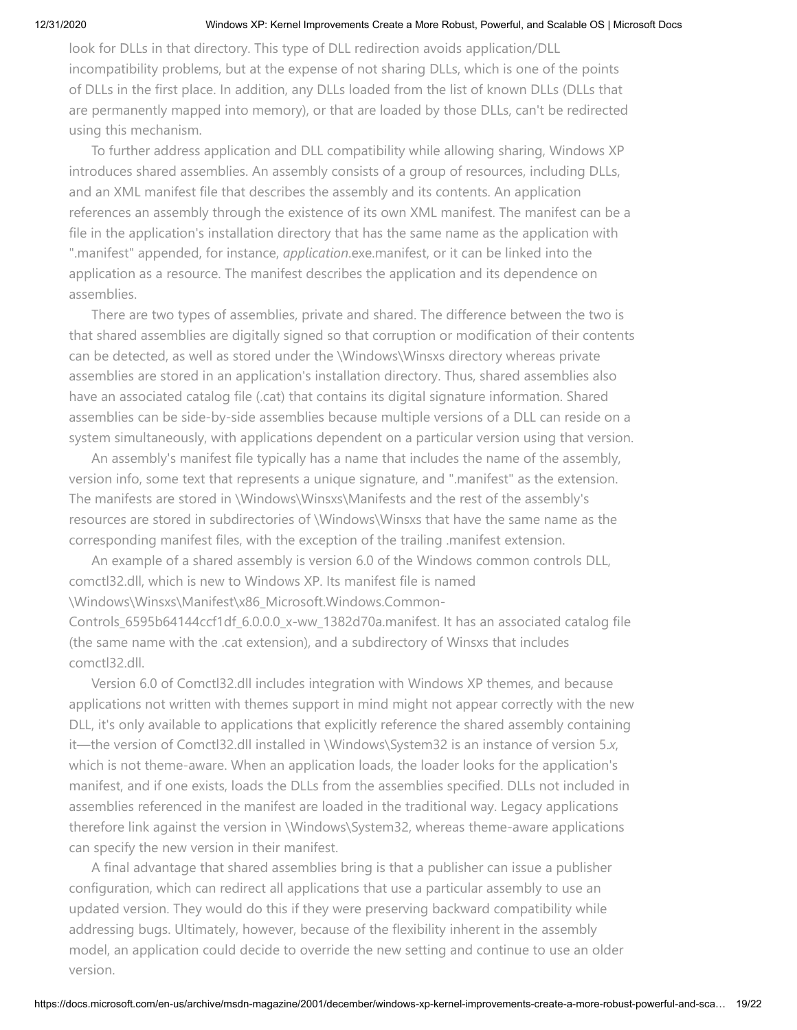look for DLLs in that directory. This type of DLL redirection avoids application/DLL incompatibility problems, but at the expense of not sharing DLLs, which is one of the points of DLLs in the first place. In addition, any DLLs loaded from the list of known DLLs (DLLs that are permanently mapped into memory), or that are loaded by those DLLs, can't be redirected using this mechanism.

To further address application and DLL compatibility while allowing sharing, Windows XP introduces shared assemblies. An assembly consists of a group of resources, including DLLs, and an XML manifest file that describes the assembly and its contents. An application references an assembly through the existence of its own XML manifest. The manifest can be a file in the application's installation directory that has the same name as the application with ".manifest" appended, for instance, *application*.exe.manifest, or it can be linked into the application as a resource. The manifest describes the application and its dependence on assemblies.

There are two types of assemblies, private and shared. The difference between the two is that shared assemblies are digitally signed so that corruption or modification of their contents can be detected, as well as stored under the \Windows\Winsxs directory whereas private assemblies are stored in an application's installation directory. Thus, shared assemblies also have an associated catalog file (.cat) that contains its digital signature information. Shared assemblies can be side-by-side assemblies because multiple versions of a DLL can reside on a system simultaneously, with applications dependent on a particular version using that version.

An assembly's manifest file typically has a name that includes the name of the assembly, version info, some text that represents a unique signature, and ".manifest" as the extension. The manifests are stored in \Windows\Winsxs\Manifests and the rest of the assembly's resources are stored in subdirectories of \Windows\Winsxs that have the same name as the corresponding manifest files, with the exception of the trailing .manifest extension.

An example of a shared assembly is version 6.0 of the Windows common controls DLL, comctl32.dll, which is new to Windows XP. Its manifest file is named \Windows\Winsxs\Manifest\x86_Microsoft.Windows.Common-Controls_6595b64144ccf1df_6.0.0.0_x-ww_1382d70a.manifest. It has an associated catalog file (the same name with the .cat extension), and a subdirectory of Winsxs that includes comctl32.dll.

Version 6.0 of Comctl32.dll includes integration with Windows XP themes, and because applications not written with themes support in mind might not appear correctly with the new DLL, it's only available to applications that explicitly reference the shared assembly containing it—the version of Comctl32.dll installed in \Windows\System32 is an instance of version 5.*x*, which is not theme-aware. When an application loads, the loader looks for the application's manifest, and if one exists, loads the DLLs from the assemblies specified. DLLs not included in assemblies referenced in the manifest are loaded in the traditional way. Legacy applications therefore link against the version in \Windows\System32, whereas theme-aware applications can specify the new version in their manifest.

A final advantage that shared assemblies bring is that a publisher can issue a publisher configuration, which can redirect all applications that use a particular assembly to use an updated version. They would do this if they were preserving backward compatibility while addressing bugs. Ultimately, however, because of the flexibility inherent in the assembly model, an application could decide to override the new setting and continue to use an older version.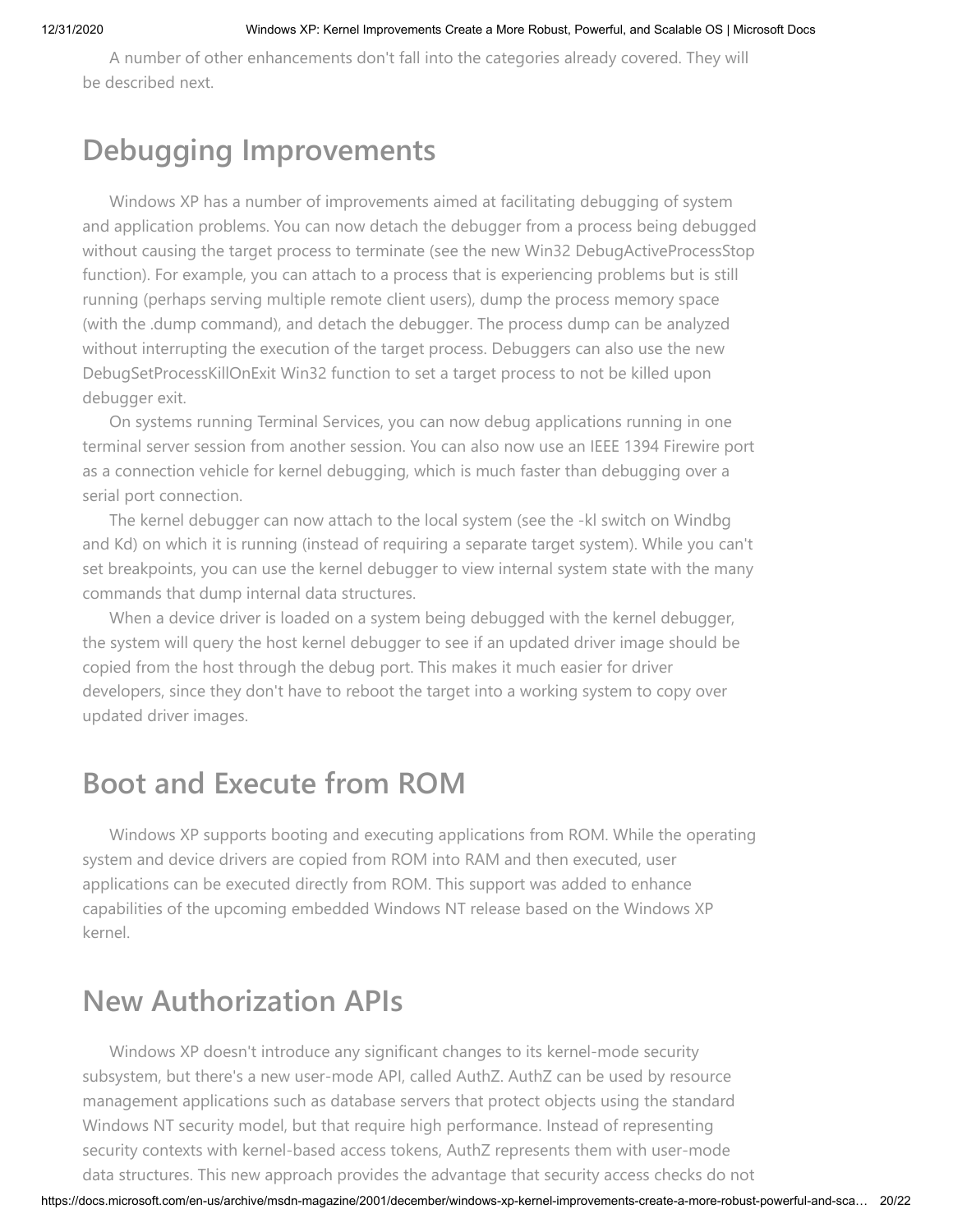A number of other enhancements don't fall into the categories already covered. They will be described next.

## Debugging Improvements

Windows XP has a number of improvements aimed at facilitating debugging of system and application problems. You can now detach the debugger from a process being debugged without causing the target process to terminate (see the new Win32 DebugActiveProcessStop function). For example, you can attach to a process that is experiencing problems but is still running (perhaps serving multiple remote client users), dump the process memory space (with the .dump command), and detach the debugger. The process dump can be analyzed without interrupting the execution of the target process. Debuggers can also use the new DebugSetProcessKillOnExit Win32 function to set a target process to not be killed upon debugger exit.

On systems running Terminal Services, you can now debug applications running in one terminal server session from another session. You can also now use an IEEE 1394 Firewire port as a connection vehicle for kernel debugging, which is much faster than debugging over a serial port connection.

The kernel debugger can now attach to the local system (see the -kl switch on Windbg and Kd) on which it is running (instead of requiring a separate target system). While you can't set breakpoints, you can use the kernel debugger to view internal system state with the many commands that dump internal data structures.

When a device driver is loaded on a system being debugged with the kernel debugger, the system will query the host kernel debugger to see if an updated driver image should be copied from the host through the debug port. This makes it much easier for driver developers, since they don't have to reboot the target into a working system to copy over updated driver images.

## Boot and Execute from ROM

Windows XP supports booting and executing applications from ROM. While the operating system and device drivers are copied from ROM into RAM and then executed, user applications can be executed directly from ROM. This support was added to enhance capabilities of the upcoming embedded Windows NT release based on the Windows XP kernel.

## New Authorization APIs

Windows XP doesn't introduce any significant changes to its kernel-mode security subsystem, but there's a new user-mode API, called AuthZ. AuthZ can be used by resource management applications such as database servers that protect objects using the standard Windows NT security model, but that require high performance. Instead of representing security contexts with kernel-based access tokens, AuthZ represents them with user-mode data structures. This new approach provides the advantage that security access checks do not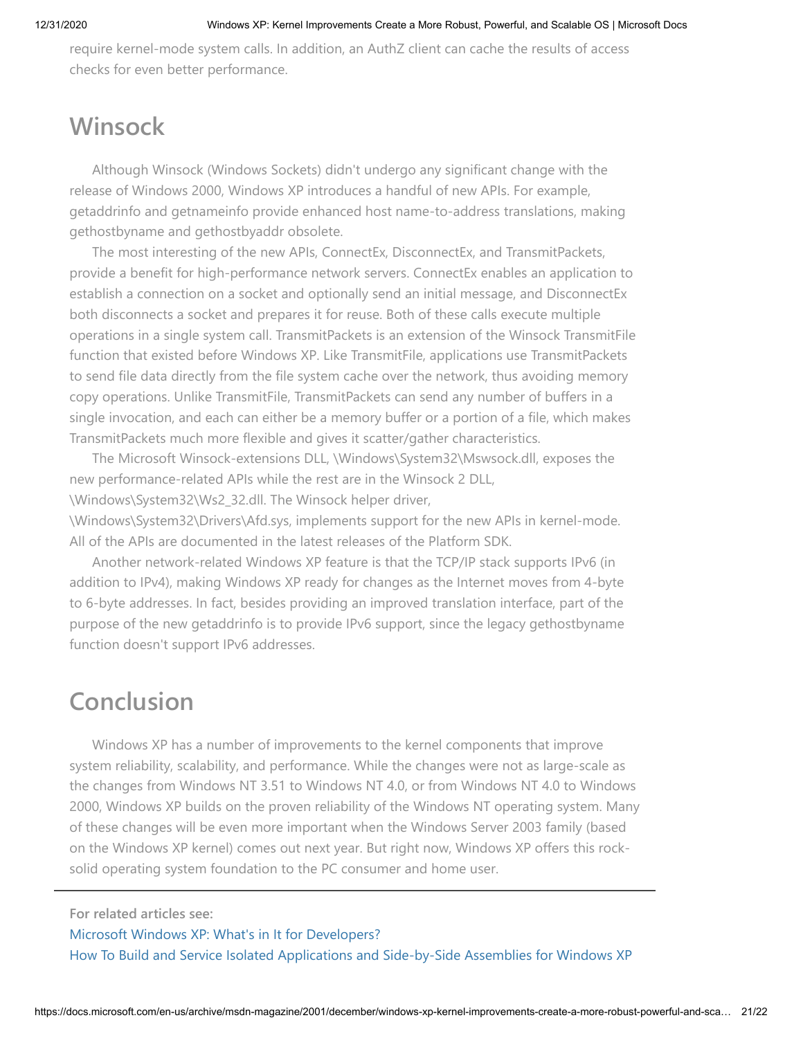require kernel-mode system calls. In addition, an AuthZ client can cache the results of access checks for even better performance.

## Winsock

Although Winsock (Windows Sockets) didn't undergo any significant change with the release of Windows 2000, Windows XP introduces a handful of new APIs. For example, getaddrinfo and getnameinfo provide enhanced host name-to-address translations, making gethostbyname and gethostbyaddr obsolete.

The most interesting of the new APIs, ConnectEx, DisconnectEx, and TransmitPackets, provide a benefit for high-performance network servers. ConnectEx enables an application to establish a connection on a socket and optionally send an initial message, and DisconnectEx both disconnects a socket and prepares it for reuse. Both of these calls execute multiple operations in a single system call. TransmitPackets is an extension of the Winsock TransmitFile function that existed before Windows XP. Like TransmitFile, applications use TransmitPackets to send file data directly from the file system cache over the network, thus avoiding memory copy operations. Unlike TransmitFile, TransmitPackets can send any number of buffers in a single invocation, and each can either be a memory buffer or a portion of a file, which makes TransmitPackets much more flexible and gives it scatter/gather characteristics.

The Microsoft Winsock-extensions DLL, \Windows\System32\Mswsock.dll, exposes the new performance-related APIs while the rest are in the Winsock 2 DLL, \Windows\System32\Ws2_32.dll. The Winsock helper driver, \Windows\System32\Drivers\Afd.sys, implements support for the new APIs in kernel-mode. All of the APIs are documented in the latest releases of the Platform SDK.

Another network-related Windows XP feature is that the TCP/IP stack supports IPv6 (in addition to IPv4), making Windows XP ready for changes as the Internet moves from 4-byte to 6-byte addresses. In fact, besides providing an improved translation interface, part of the purpose of the new getaddrinfo is to provide IPv6 support, since the legacy gethostbyname function doesn't support IPv6 addresses.

## Conclusion

Windows XP has a number of improvements to the kernel components that improve system reliability, scalability, and performance. While the changes were not as large-scale as the changes from Windows NT 3.51 to Windows NT 4.0, or from Windows NT 4.0 to Windows 2000, Windows XP builds on the proven reliability of the Windows NT operating system. Many of these changes will be even more important when the Windows Server 2003 family (based on the Windows XP kernel) comes out next year. But right now, Windows XP offers this rock-solid operating system foundation to the PC consumer and home user.

---

**For related articles see:**
Microsoft Windows XP: What's in It for Developers?
How To Build and Service Isolated Applications and Side-by-Side Assemblies for Windows XP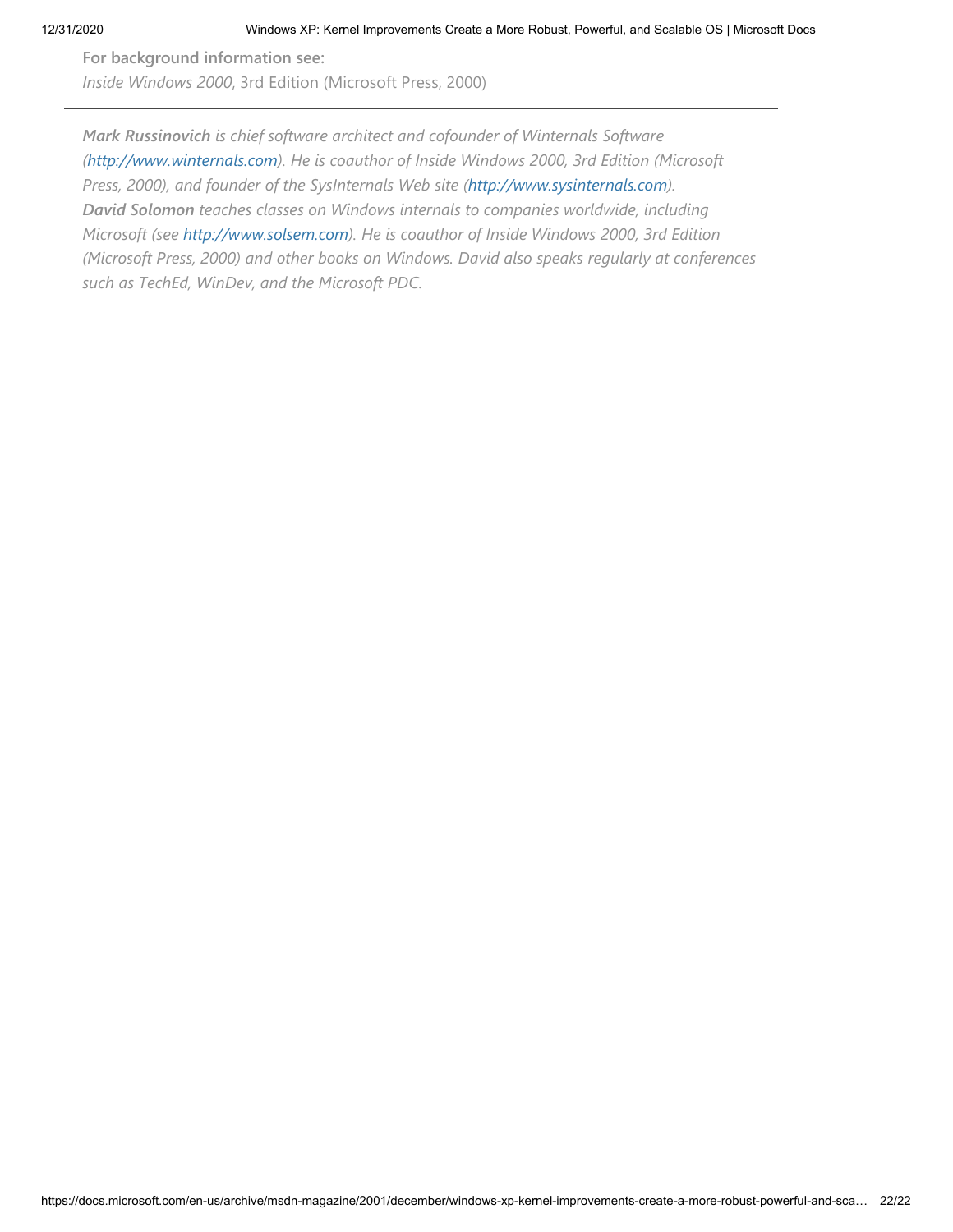**For background information see:**
*Inside Windows 2000*, 3rd Edition (Microsoft Press, 2000)

---

***Mark Russinovich** is chief software architect and cofounder of Winternals Software ([http://www.winternals.com](http://www.winternals.com)). He is coauthor of Inside Windows 2000, 3rd Edition (Microsoft Press, 2000), and founder of the SysInternals Web site ([http://www.sysinternals.com](http://www.sysinternals.com)).*
***David Solomon** teaches classes on Windows internals to companies worldwide, including Microsoft (see [http://www.solsem.com](http://www.solsem.com)). He is coauthor of Inside Windows 2000, 3rd Edition (Microsoft Press, 2000) and other books on Windows. David also speaks regularly at conferences such as TechEd, WinDev, and the Microsoft PDC.*